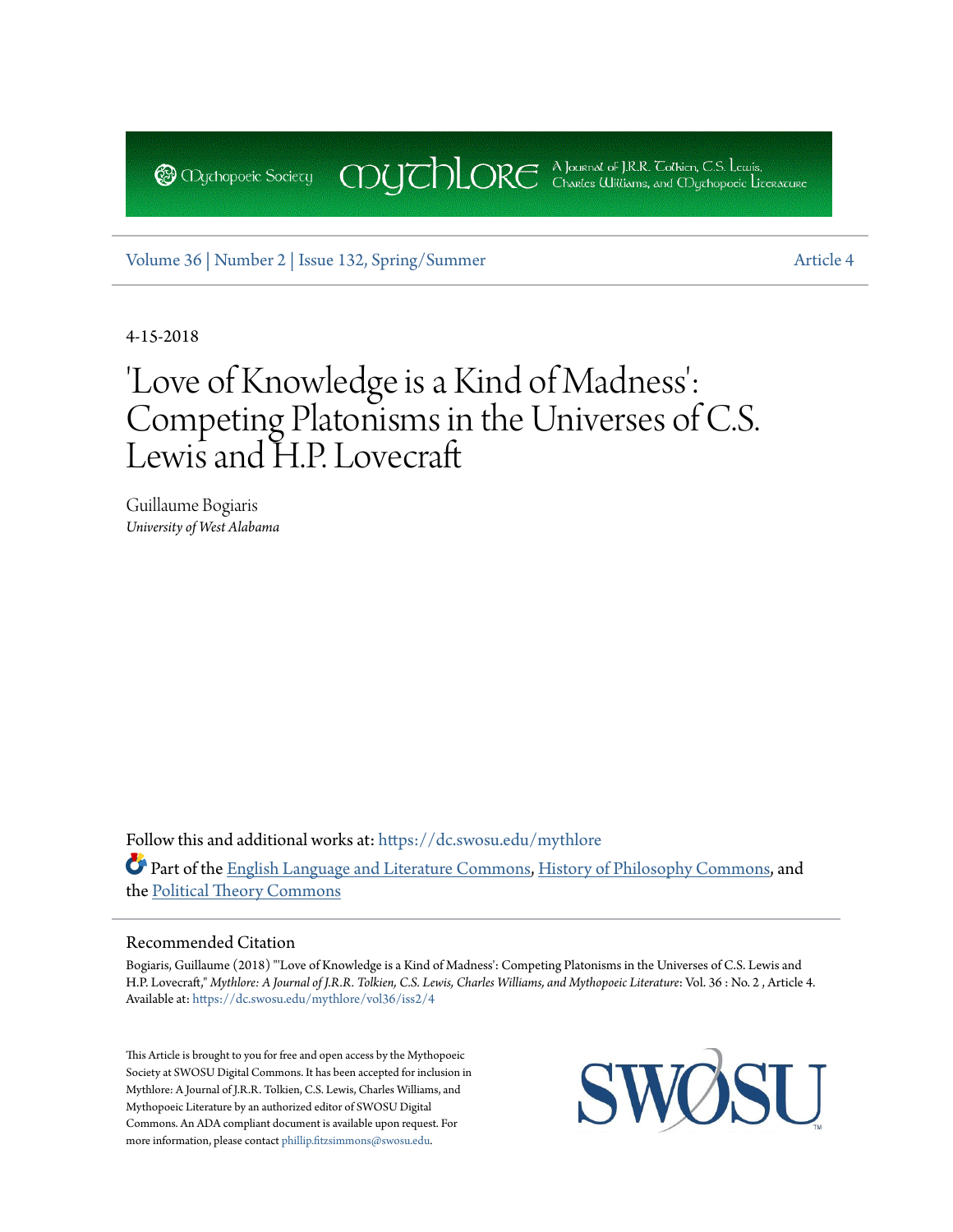Mythopoeic Society | Mythlore — A Journal of J.R.R. Tolkien, C.S. Lewis, Charles Williams, and Mythopoeic Literature

Volume 36 | Number 2 | Issue 132, Spring/Summer — Article 4

4-15-2018

# 'Love of Knowledge is a Kind of Madness': Competing Platonisms in the Universes of C.S. Lewis and H.P. Lovecraft

Guillaume Bogiaris
*University of West Alabama*

Follow this and additional works at: https://dc.swosu.edu/mythlore

Part of the English Language and Literature Commons, History of Philosophy Commons, and the Political Theory Commons

## Recommended Citation

Bogiaris, Guillaume (2018) "'Love of Knowledge is a Kind of Madness': Competing Platonisms in the Universes of C.S. Lewis and H.P. Lovecraft," *Mythlore: A Journal of J.R.R. Tolkien, C.S. Lewis, Charles Williams, and Mythopoeic Literature*: Vol. 36 : No. 2 , Article 4.
Available at: https://dc.swosu.edu/mythlore/vol36/iss2/4

This Article is brought to you for free and open access by the Mythopoeic Society at SWOSU Digital Commons. It has been accepted for inclusion in Mythlore: A Journal of J.R.R. Tolkien, C.S. Lewis, Charles Williams, and Mythopoeic Literature by an authorized editor of SWOSU Digital Commons. An ADA compliant document is available upon request. For more information, please contact phillip.fitzsimmons@swosu.edu.

SWOSU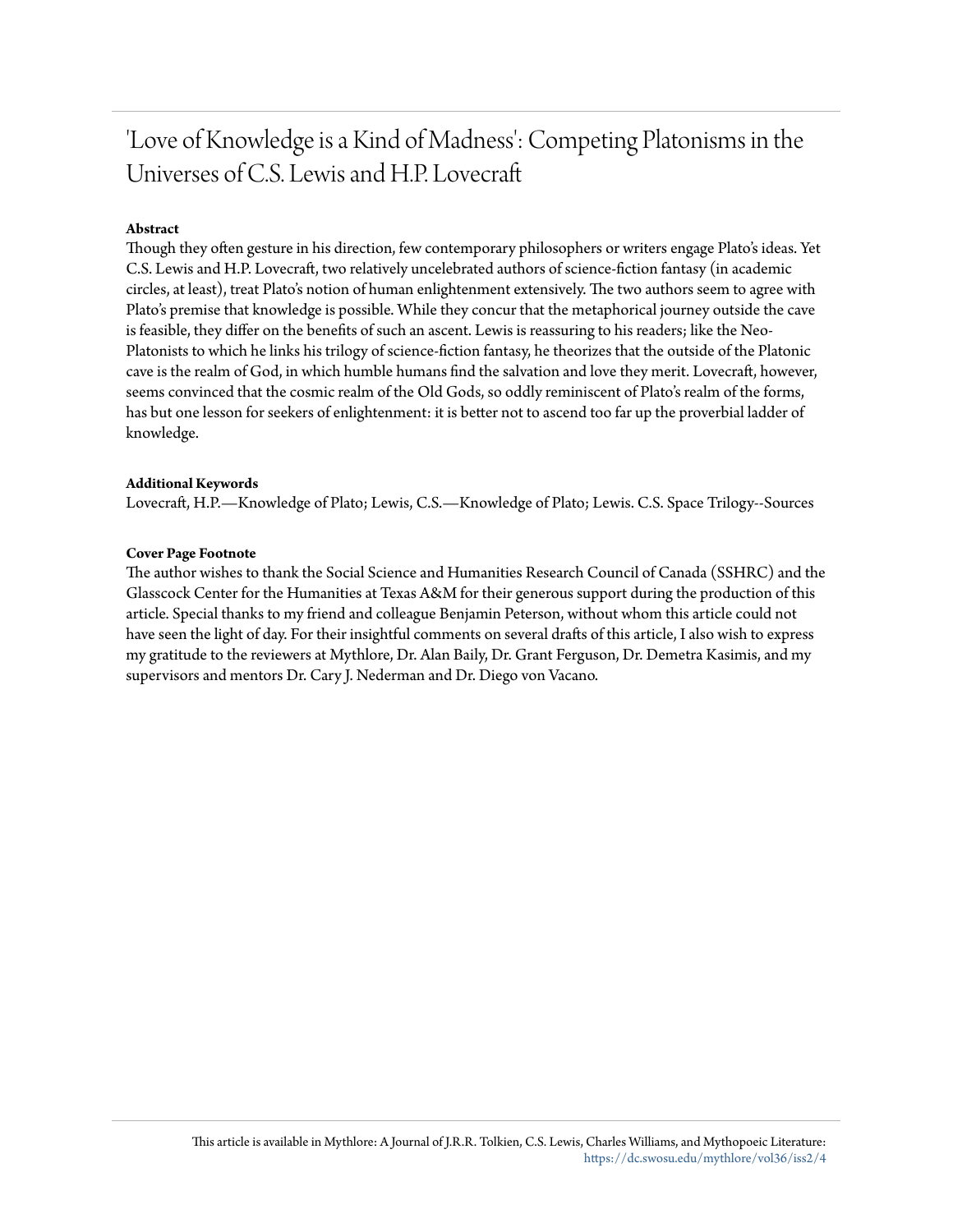# 'Love of Knowledge is a Kind of Madness': Competing Platonisms in the Universes of C.S. Lewis and H.P. Lovecraft

**Abstract**

Though they often gesture in his direction, few contemporary philosophers or writers engage Plato's ideas. Yet C.S. Lewis and H.P. Lovecraft, two relatively uncelebrated authors of science-fiction fantasy (in academic circles, at least), treat Plato's notion of human enlightenment extensively. The two authors seem to agree with Plato's premise that knowledge is possible. While they concur that the metaphorical journey outside the cave is feasible, they differ on the benefits of such an ascent. Lewis is reassuring to his readers; like the Neo-Platonists to which he links his trilogy of science-fiction fantasy, he theorizes that the outside of the Platonic cave is the realm of God, in which humble humans find the salvation and love they merit. Lovecraft, however, seems convinced that the cosmic realm of the Old Gods, so oddly reminiscent of Plato's realm of the forms, has but one lesson for seekers of enlightenment: it is better not to ascend too far up the proverbial ladder of knowledge.

**Additional Keywords**

Lovecraft, H.P.—Knowledge of Plato; Lewis, C.S.—Knowledge of Plato; Lewis. C.S. Space Trilogy--Sources

**Cover Page Footnote**

The author wishes to thank the Social Science and Humanities Research Council of Canada (SSHRC) and the Glasscock Center for the Humanities at Texas A&M for their generous support during the production of this article. Special thanks to my friend and colleague Benjamin Peterson, without whom this article could not have seen the light of day. For their insightful comments on several drafts of this article, I also wish to express my gratitude to the reviewers at Mythlore, Dr. Alan Baily, Dr. Grant Ferguson, Dr. Demetra Kasimis, and my supervisors and mentors Dr. Cary J. Nederman and Dr. Diego von Vacano.

This article is available in Mythlore: A Journal of J.R.R. Tolkien, C.S. Lewis, Charles Williams, and Mythopoeic Literature: https://dc.swosu.edu/mythlore/vol36/iss2/4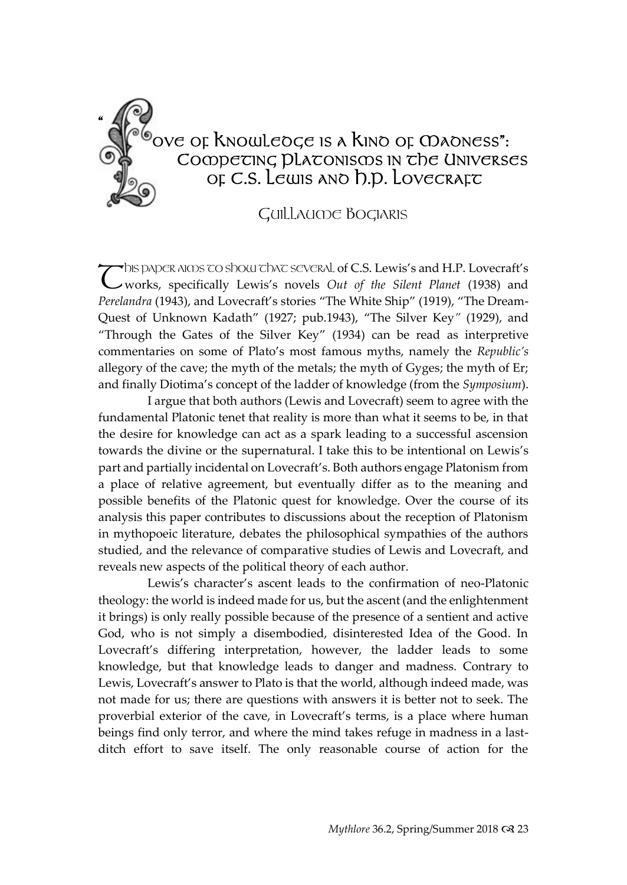# "Love of Knowledge is a Kind of Madness": Competing Platonisms in the Universes of C.S. Lewis and H.P. Lovecraft

Guillaume Bogiaris

This paper aims to show that several of C.S. Lewis's and H.P. Lovecraft's works, specifically Lewis's novels *Out of the Silent Planet* (1938) and *Perelandra* (1943), and Lovecraft's stories "The White Ship" (1919), "The Dream-Quest of Unknown Kadath" (1927; pub.1943), "The Silver Key" (1929), and "Through the Gates of the Silver Key" (1934) can be read as interpretive commentaries on some of Plato's most famous myths, namely the *Republic's* allegory of the cave; the myth of the metals; the myth of Gyges; the myth of Er; and finally Diotima's concept of the ladder of knowledge (from the *Symposium*).

I argue that both authors (Lewis and Lovecraft) seem to agree with the fundamental Platonic tenet that reality is more than what it seems to be, in that the desire for knowledge can act as a spark leading to a successful ascension towards the divine or the supernatural. I take this to be intentional on Lewis's part and partially incidental on Lovecraft's. Both authors engage Platonism from a place of relative agreement, but eventually differ as to the meaning and possible benefits of the Platonic quest for knowledge. Over the course of its analysis this paper contributes to discussions about the reception of Platonism in mythopoeic literature, debates the philosophical sympathies of the authors studied, and the relevance of comparative studies of Lewis and Lovecraft, and reveals new aspects of the political theory of each author.

Lewis's character's ascent leads to the confirmation of neo-Platonic theology: the world is indeed made for us, but the ascent (and the enlightenment it brings) is only really possible because of the presence of a sentient and active God, who is not simply a disembodied, disinterested Idea of the Good. In Lovecraft's differing interpretation, however, the ladder leads to some knowledge, but that knowledge leads to danger and madness. Contrary to Lewis, Lovecraft's answer to Plato is that the world, although indeed made, was not made for us; there are questions with answers it is better not to seek. The proverbial exterior of the cave, in Lovecraft's terms, is a place where human beings find only terror, and where the mind takes refuge in madness in a last-ditch effort to save itself. The only reasonable course of action for the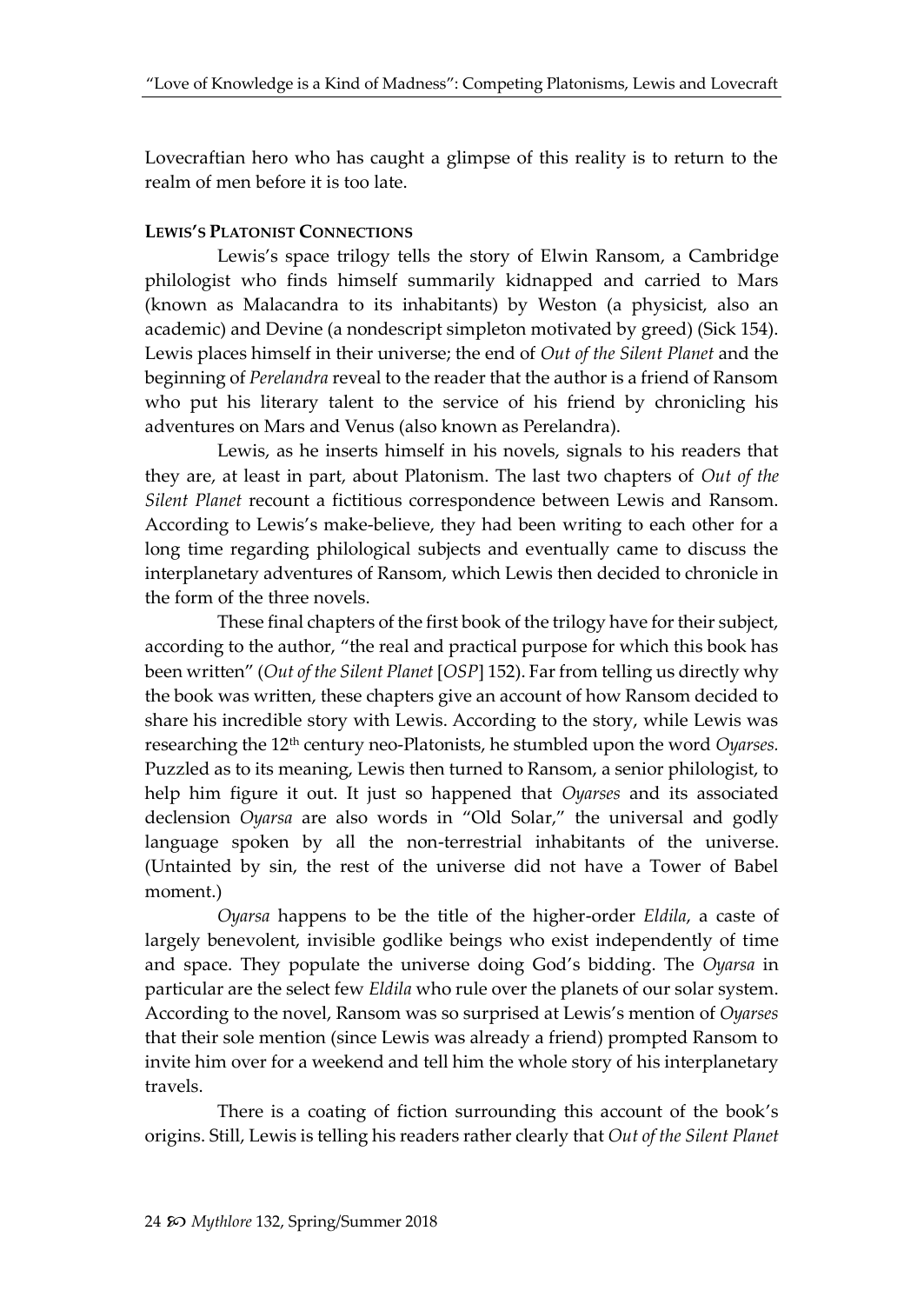Lovecraftian hero who has caught a glimpse of this reality is to return to the realm of men before it is too late.

## LEWIS'S PLATONIST CONNECTIONS

Lewis's space trilogy tells the story of Elwin Ransom, a Cambridge philologist who finds himself summarily kidnapped and carried to Mars (known as Malacandra to its inhabitants) by Weston (a physicist, also an academic) and Devine (a nondescript simpleton motivated by greed) (Sick 154). Lewis places himself in their universe; the end of *Out of the Silent Planet* and the beginning of *Perelandra* reveal to the reader that the author is a friend of Ransom who put his literary talent to the service of his friend by chronicling his adventures on Mars and Venus (also known as Perelandra).

Lewis, as he inserts himself in his novels, signals to his readers that they are, at least in part, about Platonism. The last two chapters of *Out of the Silent Planet* recount a fictitious correspondence between Lewis and Ransom. According to Lewis's make-believe, they had been writing to each other for a long time regarding philological subjects and eventually came to discuss the interplanetary adventures of Ransom, which Lewis then decided to chronicle in the form of the three novels.

These final chapters of the first book of the trilogy have for their subject, according to the author, "the real and practical purpose for which this book has been written" (*Out of the Silent Planet* [*OSP*] 152). Far from telling us directly why the book was written, these chapters give an account of how Ransom decided to share his incredible story with Lewis. According to the story, while Lewis was researching the 12th century neo-Platonists, he stumbled upon the word *Oyarses.* Puzzled as to its meaning, Lewis then turned to Ransom, a senior philologist, to help him figure it out. It just so happened that *Oyarses* and its associated declension *Oyarsa* are also words in "Old Solar," the universal and godly language spoken by all the non-terrestrial inhabitants of the universe. (Untainted by sin, the rest of the universe did not have a Tower of Babel moment.)

*Oyarsa* happens to be the title of the higher-order *Eldila*, a caste of largely benevolent, invisible godlike beings who exist independently of time and space. They populate the universe doing God's bidding. The *Oyarsa* in particular are the select few *Eldila* who rule over the planets of our solar system. According to the novel, Ransom was so surprised at Lewis's mention of *Oyarses* that their sole mention (since Lewis was already a friend) prompted Ransom to invite him over for a weekend and tell him the whole story of his interplanetary travels.

There is a coating of fiction surrounding this account of the book's origins. Still, Lewis is telling his readers rather clearly that *Out of the Silent Planet*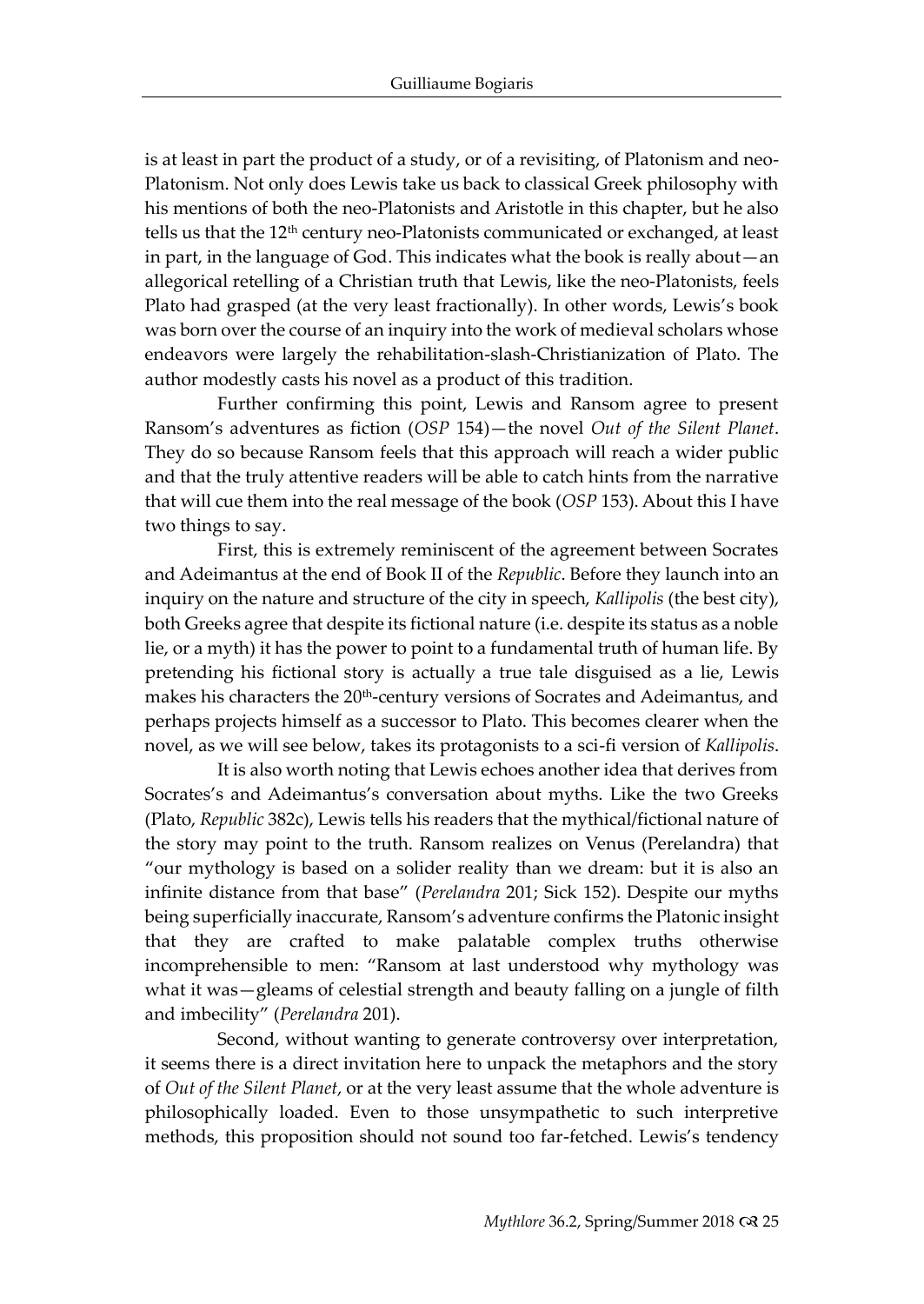is at least in part the product of a study, or of a revisiting, of Platonism and neo-Platonism. Not only does Lewis take us back to classical Greek philosophy with his mentions of both the neo-Platonists and Aristotle in this chapter, but he also tells us that the 12th century neo-Platonists communicated or exchanged, at least in part, in the language of God. This indicates what the book is really about—an allegorical retelling of a Christian truth that Lewis, like the neo-Platonists, feels Plato had grasped (at the very least fractionally). In other words, Lewis's book was born over the course of an inquiry into the work of medieval scholars whose endeavors were largely the rehabilitation-slash-Christianization of Plato. The author modestly casts his novel as a product of this tradition.

Further confirming this point, Lewis and Ransom agree to present Ransom's adventures as fiction (*OSP* 154)—the novel *Out of the Silent Planet*. They do so because Ransom feels that this approach will reach a wider public and that the truly attentive readers will be able to catch hints from the narrative that will cue them into the real message of the book (*OSP* 153). About this I have two things to say.

First, this is extremely reminiscent of the agreement between Socrates and Adeimantus at the end of Book II of the *Republic*. Before they launch into an inquiry on the nature and structure of the city in speech, *Kallipolis* (the best city), both Greeks agree that despite its fictional nature (i.e. despite its status as a noble lie, or a myth) it has the power to point to a fundamental truth of human life. By pretending his fictional story is actually a true tale disguised as a lie, Lewis makes his characters the 20th-century versions of Socrates and Adeimantus, and perhaps projects himself as a successor to Plato. This becomes clearer when the novel, as we will see below, takes its protagonists to a sci-fi version of *Kallipolis*.

It is also worth noting that Lewis echoes another idea that derives from Socrates's and Adeimantus's conversation about myths. Like the two Greeks (Plato, *Republic* 382c), Lewis tells his readers that the mythical/fictional nature of the story may point to the truth. Ransom realizes on Venus (Perelandra) that "our mythology is based on a solider reality than we dream: but it is also an infinite distance from that base" (*Perelandra* 201; Sick 152). Despite our myths being superficially inaccurate, Ransom's adventure confirms the Platonic insight that they are crafted to make palatable complex truths otherwise incomprehensible to men: "Ransom at last understood why mythology was what it was—gleams of celestial strength and beauty falling on a jungle of filth and imbecility" (*Perelandra* 201).

Second, without wanting to generate controversy over interpretation, it seems there is a direct invitation here to unpack the metaphors and the story of *Out of the Silent Planet*, or at the very least assume that the whole adventure is philosophically loaded. Even to those unsympathetic to such interpretive methods, this proposition should not sound too far-fetched. Lewis's tendency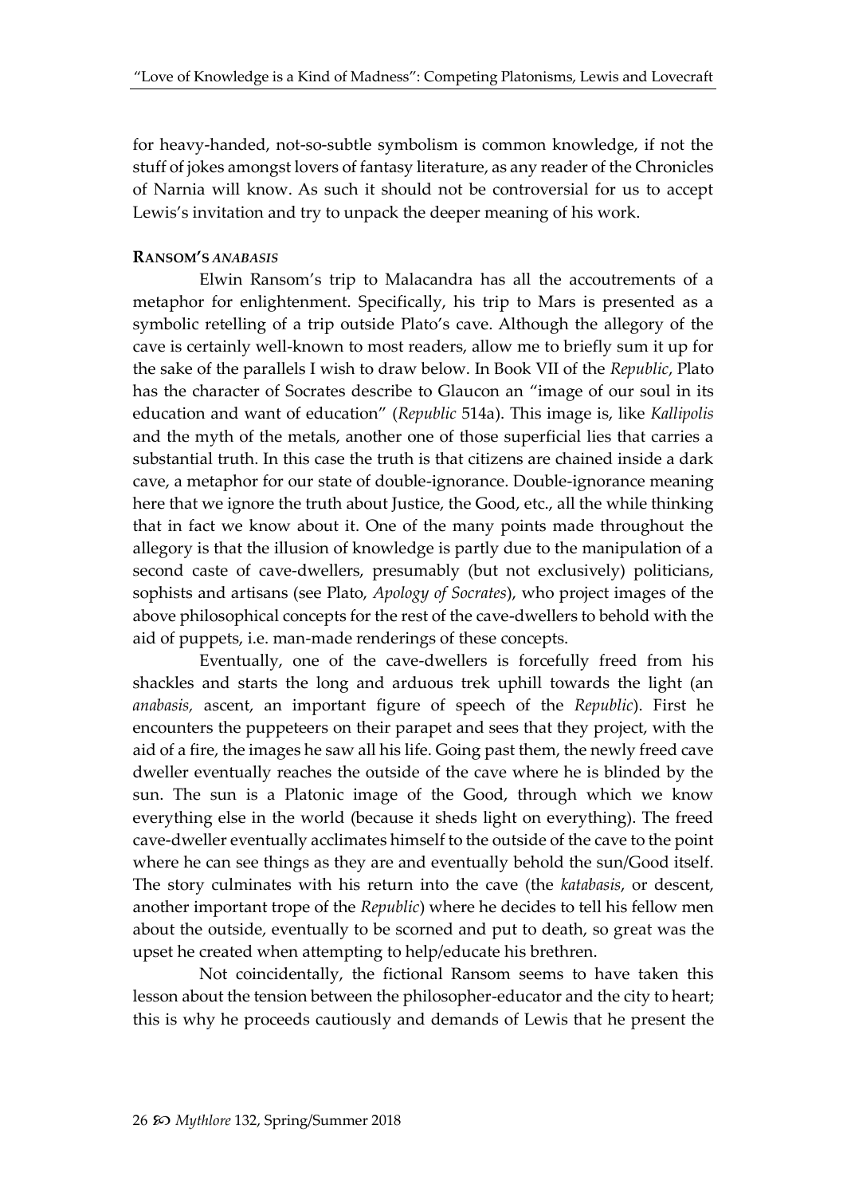for heavy-handed, not-so-subtle symbolism is common knowledge, if not the stuff of jokes amongst lovers of fantasy literature, as any reader of the Chronicles of Narnia will know. As such it should not be controversial for us to accept Lewis's invitation and try to unpack the deeper meaning of his work.

**RANSOM'S *ANABASIS***

Elwin Ransom's trip to Malacandra has all the accoutrements of a metaphor for enlightenment. Specifically, his trip to Mars is presented as a symbolic retelling of a trip outside Plato's cave. Although the allegory of the cave is certainly well-known to most readers, allow me to briefly sum it up for the sake of the parallels I wish to draw below. In Book VII of the *Republic*, Plato has the character of Socrates describe to Glaucon an "image of our soul in its education and want of education" (*Republic* 514a). This image is, like *Kallipolis* and the myth of the metals, another one of those superficial lies that carries a substantial truth. In this case the truth is that citizens are chained inside a dark cave, a metaphor for our state of double-ignorance. Double-ignorance meaning here that we ignore the truth about Justice, the Good, etc., all the while thinking that in fact we know about it. One of the many points made throughout the allegory is that the illusion of knowledge is partly due to the manipulation of a second caste of cave-dwellers, presumably (but not exclusively) politicians, sophists and artisans (see Plato, *Apology of Socrates*), who project images of the above philosophical concepts for the rest of the cave-dwellers to behold with the aid of puppets, i.e. man-made renderings of these concepts.

Eventually, one of the cave-dwellers is forcefully freed from his shackles and starts the long and arduous trek uphill towards the light (an *anabasis*, ascent, an important figure of speech of the *Republic*). First he encounters the puppeteers on their parapet and sees that they project, with the aid of a fire, the images he saw all his life. Going past them, the newly freed cave dweller eventually reaches the outside of the cave where he is blinded by the sun. The sun is a Platonic image of the Good, through which we know everything else in the world (because it sheds light on everything). The freed cave-dweller eventually acclimates himself to the outside of the cave to the point where he can see things as they are and eventually behold the sun/Good itself. The story culminates with his return into the cave (the *katabasis*, or descent, another important trope of the *Republic*) where he decides to tell his fellow men about the outside, eventually to be scorned and put to death, so great was the upset he created when attempting to help/educate his brethren.

Not coincidentally, the fictional Ransom seems to have taken this lesson about the tension between the philosopher-educator and the city to heart; this is why he proceeds cautiously and demands of Lewis that he present the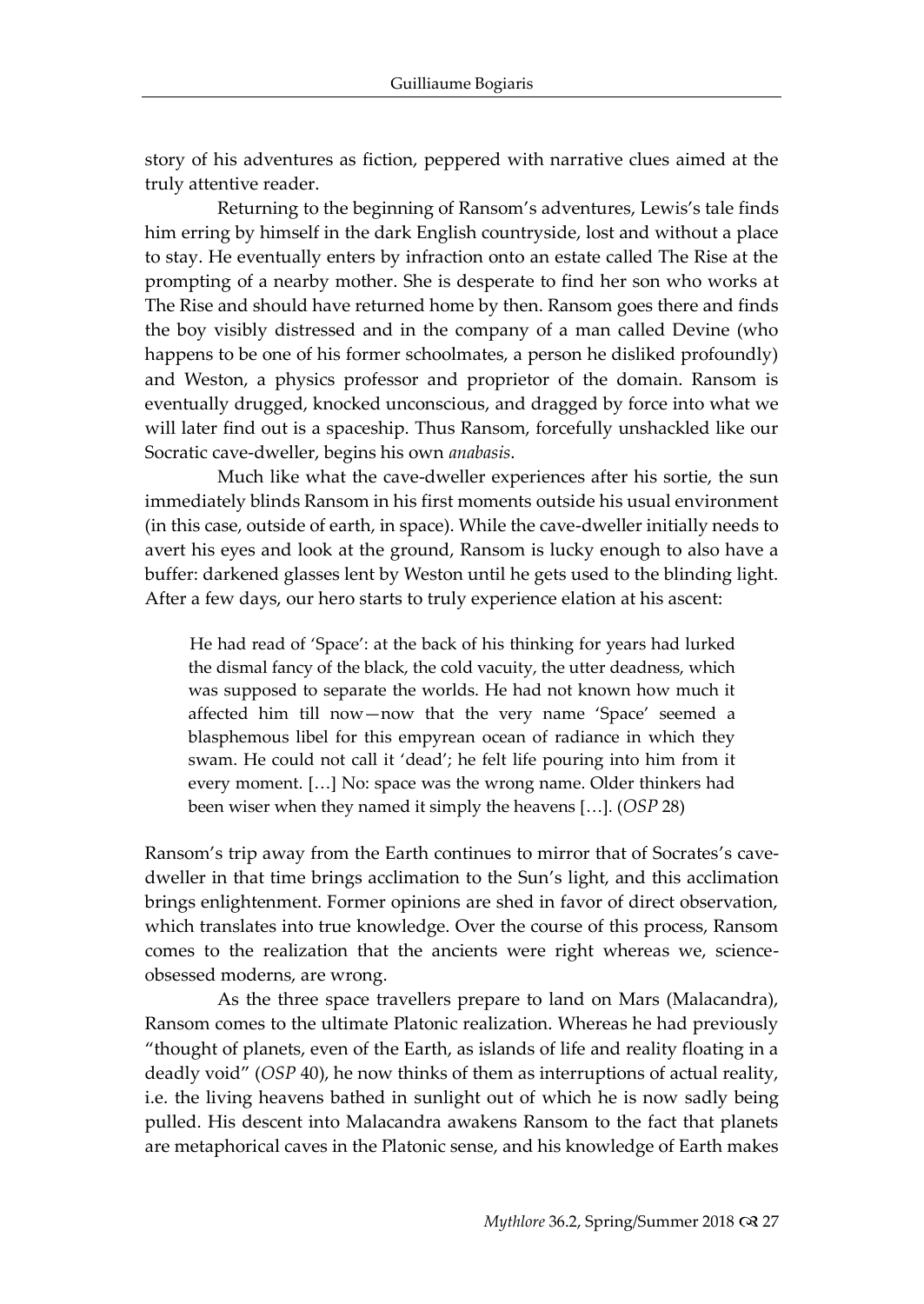story of his adventures as fiction, peppered with narrative clues aimed at the truly attentive reader.

Returning to the beginning of Ransom's adventures, Lewis's tale finds him erring by himself in the dark English countryside, lost and without a place to stay. He eventually enters by infraction onto an estate called The Rise at the prompting of a nearby mother. She is desperate to find her son who works at The Rise and should have returned home by then. Ransom goes there and finds the boy visibly distressed and in the company of a man called Devine (who happens to be one of his former schoolmates, a person he disliked profoundly) and Weston, a physics professor and proprietor of the domain. Ransom is eventually drugged, knocked unconscious, and dragged by force into what we will later find out is a spaceship. Thus Ransom, forcefully unshackled like our Socratic cave-dweller, begins his own *anabasis*.

Much like what the cave-dweller experiences after his sortie, the sun immediately blinds Ransom in his first moments outside his usual environment (in this case, outside of earth, in space). While the cave-dweller initially needs to avert his eyes and look at the ground, Ransom is lucky enough to also have a buffer: darkened glasses lent by Weston until he gets used to the blinding light. After a few days, our hero starts to truly experience elation at his ascent:

> He had read of 'Space': at the back of his thinking for years had lurked the dismal fancy of the black, the cold vacuity, the utter deadness, which was supposed to separate the worlds. He had not known how much it affected him till now—now that the very name 'Space' seemed a blasphemous libel for this empyrean ocean of radiance in which they swam. He could not call it 'dead'; he felt life pouring into him from it every moment. […] No: space was the wrong name. Older thinkers had been wiser when they named it simply the heavens […]. (*OSP* 28)

Ransom's trip away from the Earth continues to mirror that of Socrates's cave-dweller in that time brings acclimation to the Sun's light, and this acclimation brings enlightenment. Former opinions are shed in favor of direct observation, which translates into true knowledge. Over the course of this process, Ransom comes to the realization that the ancients were right whereas we, science-obsessed moderns, are wrong.

As the three space travellers prepare to land on Mars (Malacandra), Ransom comes to the ultimate Platonic realization. Whereas he had previously "thought of planets, even of the Earth, as islands of life and reality floating in a deadly void" (*OSP* 40), he now thinks of them as interruptions of actual reality, i.e. the living heavens bathed in sunlight out of which he is now sadly being pulled. His descent into Malacandra awakens Ransom to the fact that planets are metaphorical caves in the Platonic sense, and his knowledge of Earth makes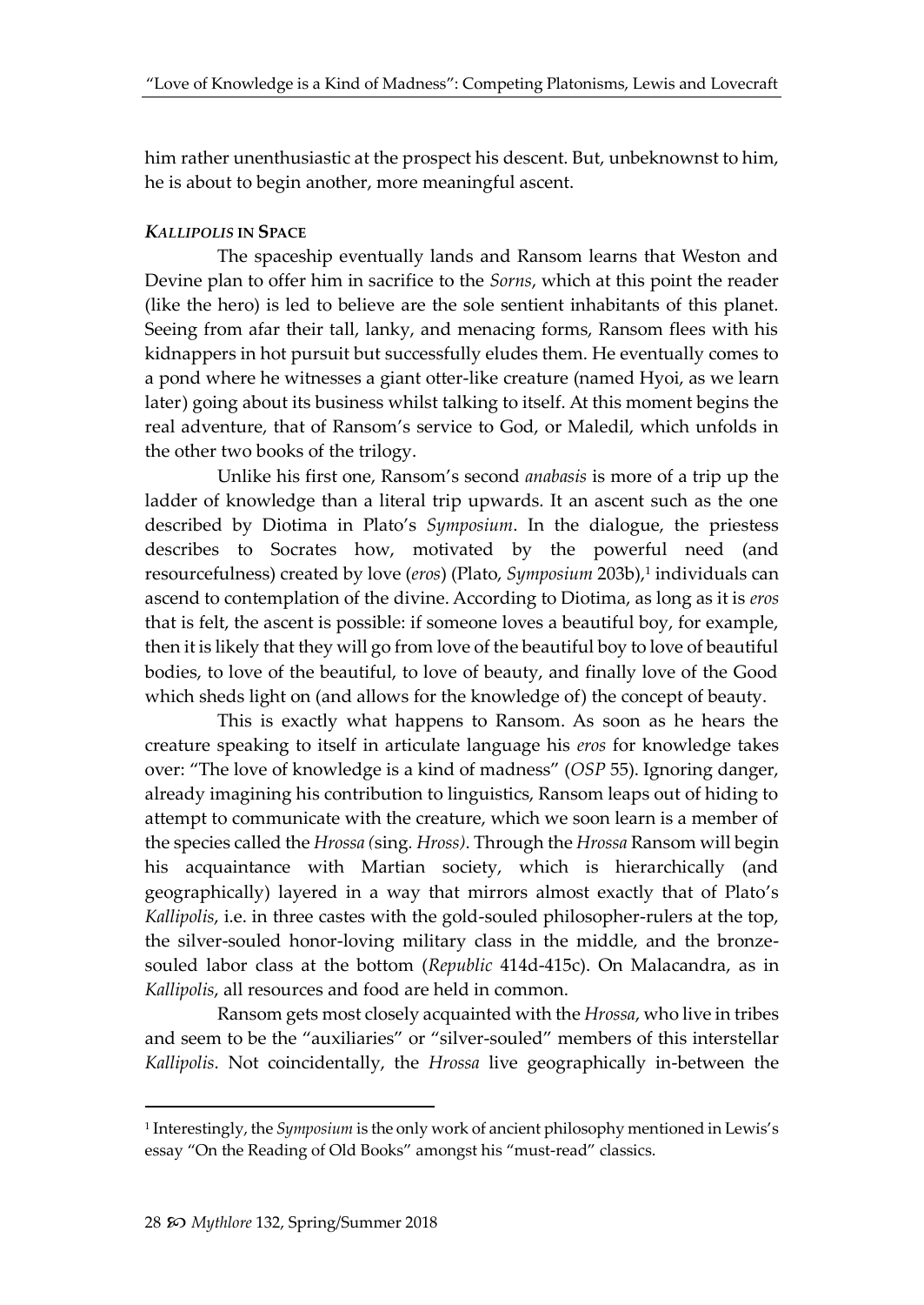him rather unenthusiastic at the prospect his descent. But, unbeknownst to him, he is about to begin another, more meaningful ascent.

### *KALLIPOLIS* IN SPACE

The spaceship eventually lands and Ransom learns that Weston and Devine plan to offer him in sacrifice to the *Sorns*, which at this point the reader (like the hero) is led to believe are the sole sentient inhabitants of this planet. Seeing from afar their tall, lanky, and menacing forms, Ransom flees with his kidnappers in hot pursuit but successfully eludes them. He eventually comes to a pond where he witnesses a giant otter-like creature (named Hyoi, as we learn later) going about its business whilst talking to itself. At this moment begins the real adventure, that of Ransom's service to God, or Maledil, which unfolds in the other two books of the trilogy.

Unlike his first one, Ransom's second *anabasis* is more of a trip up the ladder of knowledge than a literal trip upwards. It an ascent such as the one described by Diotima in Plato's *Symposium*. In the dialogue, the priestess describes to Socrates how, motivated by the powerful need (and resourcefulness) created by love (*eros*) (Plato, *Symposium* 203b),[1] individuals can ascend to contemplation of the divine. According to Diotima, as long as it is *eros* that is felt, the ascent is possible: if someone loves a beautiful boy, for example, then it is likely that they will go from love of the beautiful boy to love of beautiful bodies, to love of the beautiful, to love of beauty, and finally love of the Good which sheds light on (and allows for the knowledge of) the concept of beauty.

This is exactly what happens to Ransom. As soon as he hears the creature speaking to itself in articulate language his *eros* for knowledge takes over: "The love of knowledge is a kind of madness" (*OSP* 55). Ignoring danger, already imagining his contribution to linguistics, Ransom leaps out of hiding to attempt to communicate with the creature, which we soon learn is a member of the species called the *Hrossa (*sing. *Hross)*. Through the *Hrossa* Ransom will begin his acquaintance with Martian society, which is hierarchically (and geographically) layered in a way that mirrors almost exactly that of Plato's *Kallipolis*, i.e. in three castes with the gold-souled philosopher-rulers at the top, the silver-souled honor-loving military class in the middle, and the bronze-souled labor class at the bottom (*Republic* 414d-415c). On Malacandra, as in *Kallipolis*, all resources and food are held in common.

Ransom gets most closely acquainted with the *Hrossa*, who live in tribes and seem to be the "auxiliaries" or "silver-souled" members of this interstellar *Kallipolis*. Not coincidentally, the *Hrossa* live geographically in-between the

[1] Interestingly, the *Symposium* is the only work of ancient philosophy mentioned in Lewis's essay "On the Reading of Old Books" amongst his "must-read" classics.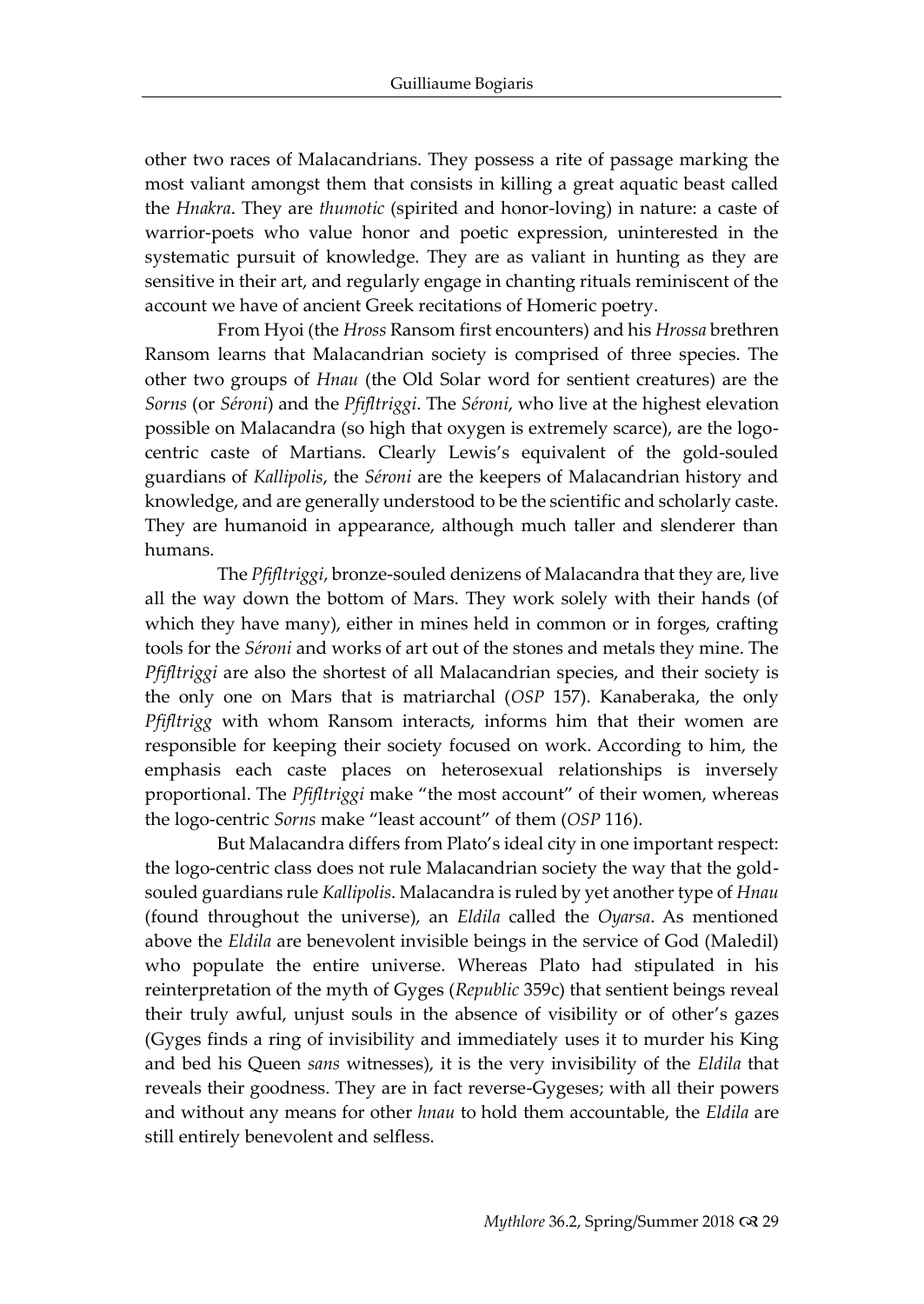other two races of Malacandrians. They possess a rite of passage marking the most valiant amongst them that consists in killing a great aquatic beast called the *Hnakra*. They are *thumotic* (spirited and honor-loving) in nature: a caste of warrior-poets who value honor and poetic expression, uninterested in the systematic pursuit of knowledge. They are as valiant in hunting as they are sensitive in their art, and regularly engage in chanting rituals reminiscent of the account we have of ancient Greek recitations of Homeric poetry.

From Hyoi (the *Hross* Ransom first encounters) and his *Hrossa* brethren Ransom learns that Malacandrian society is comprised of three species. The other two groups of *Hnau* (the Old Solar word for sentient creatures) are the *Sorns* (or *Séroni*) and the *Pfifltriggi*. The *Séroni*, who live at the highest elevation possible on Malacandra (so high that oxygen is extremely scarce), are the logo-centric caste of Martians. Clearly Lewis's equivalent of the gold-souled guardians of *Kallipolis*, the *Séroni* are the keepers of Malacandrian history and knowledge, and are generally understood to be the scientific and scholarly caste. They are humanoid in appearance, although much taller and slenderer than humans.

The *Pfifltriggi*, bronze-souled denizens of Malacandra that they are, live all the way down the bottom of Mars. They work solely with their hands (of which they have many), either in mines held in common or in forges, crafting tools for the *Séroni* and works of art out of the stones and metals they mine. The *Pfifltriggi* are also the shortest of all Malacandrian species, and their society is the only one on Mars that is matriarchal (*OSP* 157). Kanaberaka, the only *Pfifltrigg* with whom Ransom interacts, informs him that their women are responsible for keeping their society focused on work. According to him, the emphasis each caste places on heterosexual relationships is inversely proportional. The *Pfifltriggi* make "the most account" of their women, whereas the logo-centric *Sorns* make "least account" of them (*OSP* 116).

But Malacandra differs from Plato's ideal city in one important respect: the logo-centric class does not rule Malacandrian society the way that the gold-souled guardians rule *Kallipolis*. Malacandra is ruled by yet another type of *Hnau* (found throughout the universe), an *Eldila* called the *Oyarsa*. As mentioned above the *Eldila* are benevolent invisible beings in the service of God (Maledil) who populate the entire universe. Whereas Plato had stipulated in his reinterpretation of the myth of Gyges (*Republic* 359c) that sentient beings reveal their truly awful, unjust souls in the absence of visibility or of other's gazes (Gyges finds a ring of invisibility and immediately uses it to murder his King and bed his Queen *sans* witnesses), it is the very invisibility of the *Eldila* that reveals their goodness. They are in fact reverse-Gygeses; with all their powers and without any means for other *hnau* to hold them accountable, the *Eldila* are still entirely benevolent and selfless.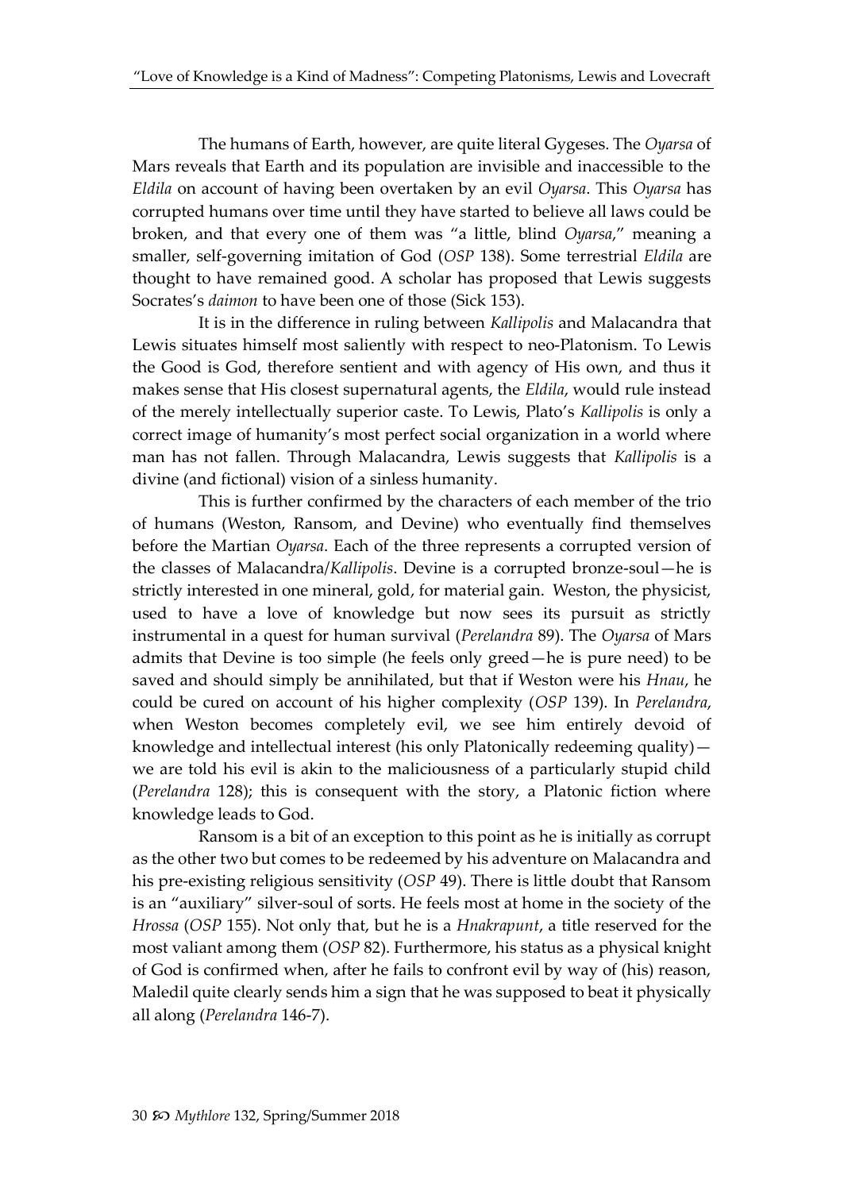The humans of Earth, however, are quite literal Gygeses. The *Oyarsa* of Mars reveals that Earth and its population are invisible and inaccessible to the *Eldila* on account of having been overtaken by an evil *Oyarsa*. This *Oyarsa* has corrupted humans over time until they have started to believe all laws could be broken, and that every one of them was "a little, blind *Oyarsa*," meaning a smaller, self-governing imitation of God (*OSP* 138). Some terrestrial *Eldila* are thought to have remained good. A scholar has proposed that Lewis suggests Socrates's *daimon* to have been one of those (Sick 153).

It is in the difference in ruling between *Kallipolis* and Malacandra that Lewis situates himself most saliently with respect to neo-Platonism. To Lewis the Good is God, therefore sentient and with agency of His own, and thus it makes sense that His closest supernatural agents, the *Eldila*, would rule instead of the merely intellectually superior caste. To Lewis, Plato's *Kallipolis* is only a correct image of humanity's most perfect social organization in a world where man has not fallen. Through Malacandra, Lewis suggests that *Kallipolis* is a divine (and fictional) vision of a sinless humanity.

This is further confirmed by the characters of each member of the trio of humans (Weston, Ransom, and Devine) who eventually find themselves before the Martian *Oyarsa*. Each of the three represents a corrupted version of the classes of Malacandra/*Kallipolis*. Devine is a corrupted bronze-soul—he is strictly interested in one mineral, gold, for material gain. Weston, the physicist, used to have a love of knowledge but now sees its pursuit as strictly instrumental in a quest for human survival (*Perelandra* 89). The *Oyarsa* of Mars admits that Devine is too simple (he feels only greed—he is pure need) to be saved and should simply be annihilated, but that if Weston were his *Hnau*, he could be cured on account of his higher complexity (*OSP* 139). In *Perelandra*, when Weston becomes completely evil, we see him entirely devoid of knowledge and intellectual interest (his only Platonically redeeming quality)—we are told his evil is akin to the maliciousness of a particularly stupid child (*Perelandra* 128); this is consequent with the story, a Platonic fiction where knowledge leads to God.

Ransom is a bit of an exception to this point as he is initially as corrupt as the other two but comes to be redeemed by his adventure on Malacandra and his pre-existing religious sensitivity (*OSP* 49). There is little doubt that Ransom is an "auxiliary" silver-soul of sorts. He feels most at home in the society of the *Hrossa* (*OSP* 155). Not only that, but he is a *Hnakrapunt*, a title reserved for the most valiant among them (*OSP* 82). Furthermore, his status as a physical knight of God is confirmed when, after he fails to confront evil by way of (his) reason, Maledil quite clearly sends him a sign that he was supposed to beat it physically all along (*Perelandra* 146-7).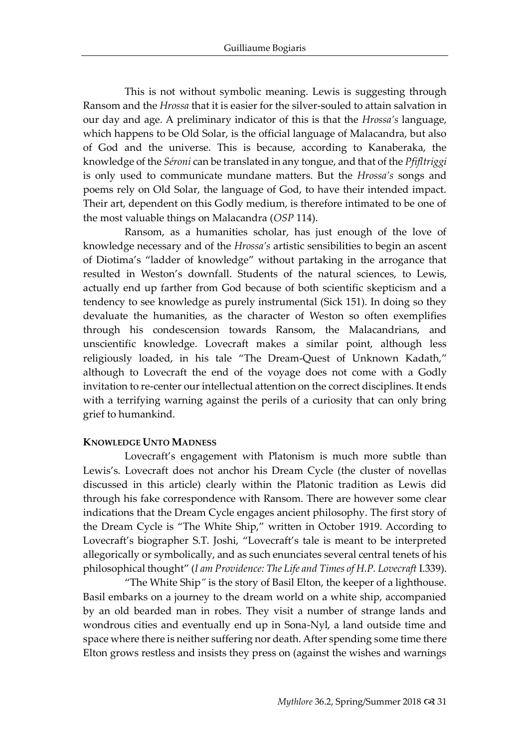This is not without symbolic meaning. Lewis is suggesting through Ransom and the *Hrossa* that it is easier for the silver-souled to attain salvation in our day and age. A preliminary indicator of this is that the *Hrossa's* language, which happens to be Old Solar, is the official language of Malacandra, but also of God and the universe. This is because, according to Kanaberaka, the knowledge of the *Séroni* can be translated in any tongue, and that of the *Pfifltriggi* is only used to communicate mundane matters. But the *Hrossa's* songs and poems rely on Old Solar, the language of God, to have their intended impact. Their art, dependent on this Godly medium, is therefore intimated to be one of the most valuable things on Malacandra (*OSP* 114).

Ransom, as a humanities scholar, has just enough of the love of knowledge necessary and of the *Hrossa's* artistic sensibilities to begin an ascent of Diotima's "ladder of knowledge" without partaking in the arrogance that resulted in Weston's downfall. Students of the natural sciences, to Lewis, actually end up farther from God because of both scientific skepticism and a tendency to see knowledge as purely instrumental (Sick 151). In doing so they devaluate the humanities, as the character of Weston so often exemplifies through his condescension towards Ransom, the Malacandrians, and unscientific knowledge. Lovecraft makes a similar point, although less religiously loaded, in his tale "The Dream-Quest of Unknown Kadath," although to Lovecraft the end of the voyage does not come with a Godly invitation to re-center our intellectual attention on the correct disciplines. It ends with a terrifying warning against the perils of a curiosity that can only bring grief to humankind.

## KNOWLEDGE UNTO MADNESS

Lovecraft's engagement with Platonism is much more subtle than Lewis's. Lovecraft does not anchor his Dream Cycle (the cluster of novellas discussed in this article) clearly within the Platonic tradition as Lewis did through his fake correspondence with Ransom. There are however some clear indications that the Dream Cycle engages ancient philosophy. The first story of the Dream Cycle is "The White Ship," written in October 1919. According to Lovecraft's biographer S.T. Joshi, "Lovecraft's tale is meant to be interpreted allegorically or symbolically, and as such enunciates several central tenets of his philosophical thought" (*I am Providence: The Life and Times of H.P. Lovecraft* I.339).

"The White Ship*"* is the story of Basil Elton, the keeper of a lighthouse. Basil embarks on a journey to the dream world on a white ship, accompanied by an old bearded man in robes. They visit a number of strange lands and wondrous cities and eventually end up in Sona-Nyl, a land outside time and space where there is neither suffering nor death. After spending some time there Elton grows restless and insists they press on (against the wishes and warnings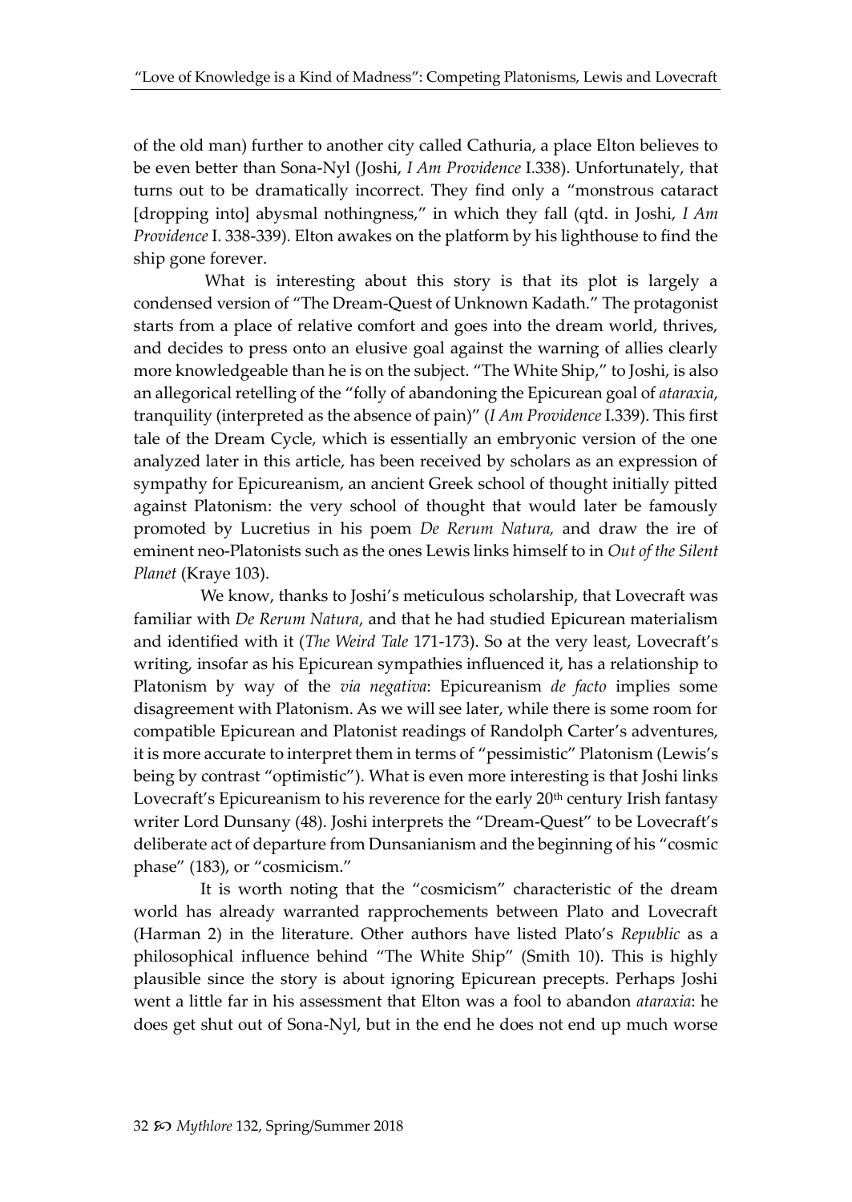of the old man) further to another city called Cathuria, a place Elton believes to be even better than Sona-Nyl (Joshi, *I Am Providence* I.338). Unfortunately, that turns out to be dramatically incorrect. They find only a "monstrous cataract [dropping into] abysmal nothingness," in which they fall (qtd. in Joshi, *I Am Providence* I. 338-339). Elton awakes on the platform by his lighthouse to find the ship gone forever.

What is interesting about this story is that its plot is largely a condensed version of "The Dream-Quest of Unknown Kadath." The protagonist starts from a place of relative comfort and goes into the dream world, thrives, and decides to press onto an elusive goal against the warning of allies clearly more knowledgeable than he is on the subject. "The White Ship," to Joshi, is also an allegorical retelling of the "folly of abandoning the Epicurean goal of *ataraxia*, tranquility (interpreted as the absence of pain)" (*I Am Providence* I.339). This first tale of the Dream Cycle, which is essentially an embryonic version of the one analyzed later in this article, has been received by scholars as an expression of sympathy for Epicureanism, an ancient Greek school of thought initially pitted against Platonism: the very school of thought that would later be famously promoted by Lucretius in his poem *De Rerum Natura,* and draw the ire of eminent neo-Platonists such as the ones Lewis links himself to in *Out of the Silent Planet* (Kraye 103).

We know, thanks to Joshi's meticulous scholarship, that Lovecraft was familiar with *De Rerum Natura*, and that he had studied Epicurean materialism and identified with it (*The Weird Tale* 171-173). So at the very least, Lovecraft's writing, insofar as his Epicurean sympathies influenced it, has a relationship to Platonism by way of the *via negativa*: Epicureanism *de facto* implies some disagreement with Platonism. As we will see later, while there is some room for compatible Epicurean and Platonist readings of Randolph Carter's adventures, it is more accurate to interpret them in terms of "pessimistic" Platonism (Lewis's being by contrast "optimistic"). What is even more interesting is that Joshi links Lovecraft's Epicureanism to his reverence for the early 20th century Irish fantasy writer Lord Dunsany (48). Joshi interprets the "Dream-Quest" to be Lovecraft's deliberate act of departure from Dunsanianism and the beginning of his "cosmic phase" (183), or "cosmicism."

It is worth noting that the "cosmicism" characteristic of the dream world has already warranted rapprochements between Plato and Lovecraft (Harman 2) in the literature. Other authors have listed Plato's *Republic* as a philosophical influence behind "The White Ship" (Smith 10). This is highly plausible since the story is about ignoring Epicurean precepts. Perhaps Joshi went a little far in his assessment that Elton was a fool to abandon *ataraxia*: he does get shut out of Sona-Nyl, but in the end he does not end up much worse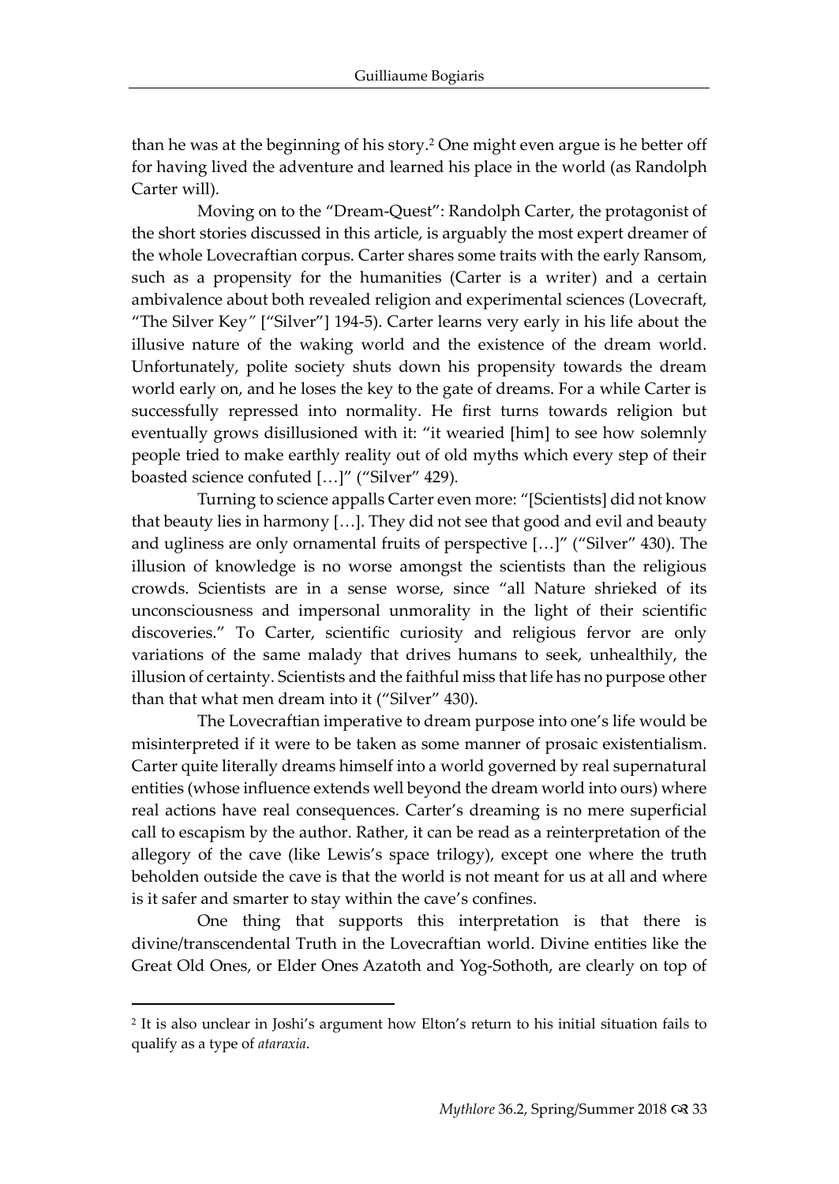than he was at the beginning of his story.[2] One might even argue is he better off for having lived the adventure and learned his place in the world (as Randolph Carter will).

Moving on to the "Dream-Quest": Randolph Carter, the protagonist of the short stories discussed in this article, is arguably the most expert dreamer of the whole Lovecraftian corpus. Carter shares some traits with the early Ransom, such as a propensity for the humanities (Carter is a writer) and a certain ambivalence about both revealed religion and experimental sciences (Lovecraft, "The Silver Key*"* ["Silver"] 194-5). Carter learns very early in his life about the illusive nature of the waking world and the existence of the dream world. Unfortunately, polite society shuts down his propensity towards the dream world early on, and he loses the key to the gate of dreams. For a while Carter is successfully repressed into normality. He first turns towards religion but eventually grows disillusioned with it: "it wearied [him] to see how solemnly people tried to make earthly reality out of old myths which every step of their boasted science confuted […]" ("Silver" 429).

Turning to science appalls Carter even more: "[Scientists] did not know that beauty lies in harmony […]. They did not see that good and evil and beauty and ugliness are only ornamental fruits of perspective […]" ("Silver" 430). The illusion of knowledge is no worse amongst the scientists than the religious crowds. Scientists are in a sense worse, since "all Nature shrieked of its unconsciousness and impersonal unmorality in the light of their scientific discoveries." To Carter, scientific curiosity and religious fervor are only variations of the same malady that drives humans to seek, unhealthily, the illusion of certainty. Scientists and the faithful miss that life has no purpose other than that what men dream into it ("Silver" 430).

The Lovecraftian imperative to dream purpose into one's life would be misinterpreted if it were to be taken as some manner of prosaic existentialism. Carter quite literally dreams himself into a world governed by real supernatural entities (whose influence extends well beyond the dream world into ours) where real actions have real consequences. Carter's dreaming is no mere superficial call to escapism by the author. Rather, it can be read as a reinterpretation of the allegory of the cave (like Lewis's space trilogy), except one where the truth beholden outside the cave is that the world is not meant for us at all and where is it safer and smarter to stay within the cave's confines.

One thing that supports this interpretation is that there is divine/transcendental Truth in the Lovecraftian world. Divine entities like the Great Old Ones, or Elder Ones Azatoth and Yog-Sothoth, are clearly on top of

---

[2] It is also unclear in Joshi's argument how Elton's return to his initial situation fails to qualify as a type of *ataraxia*.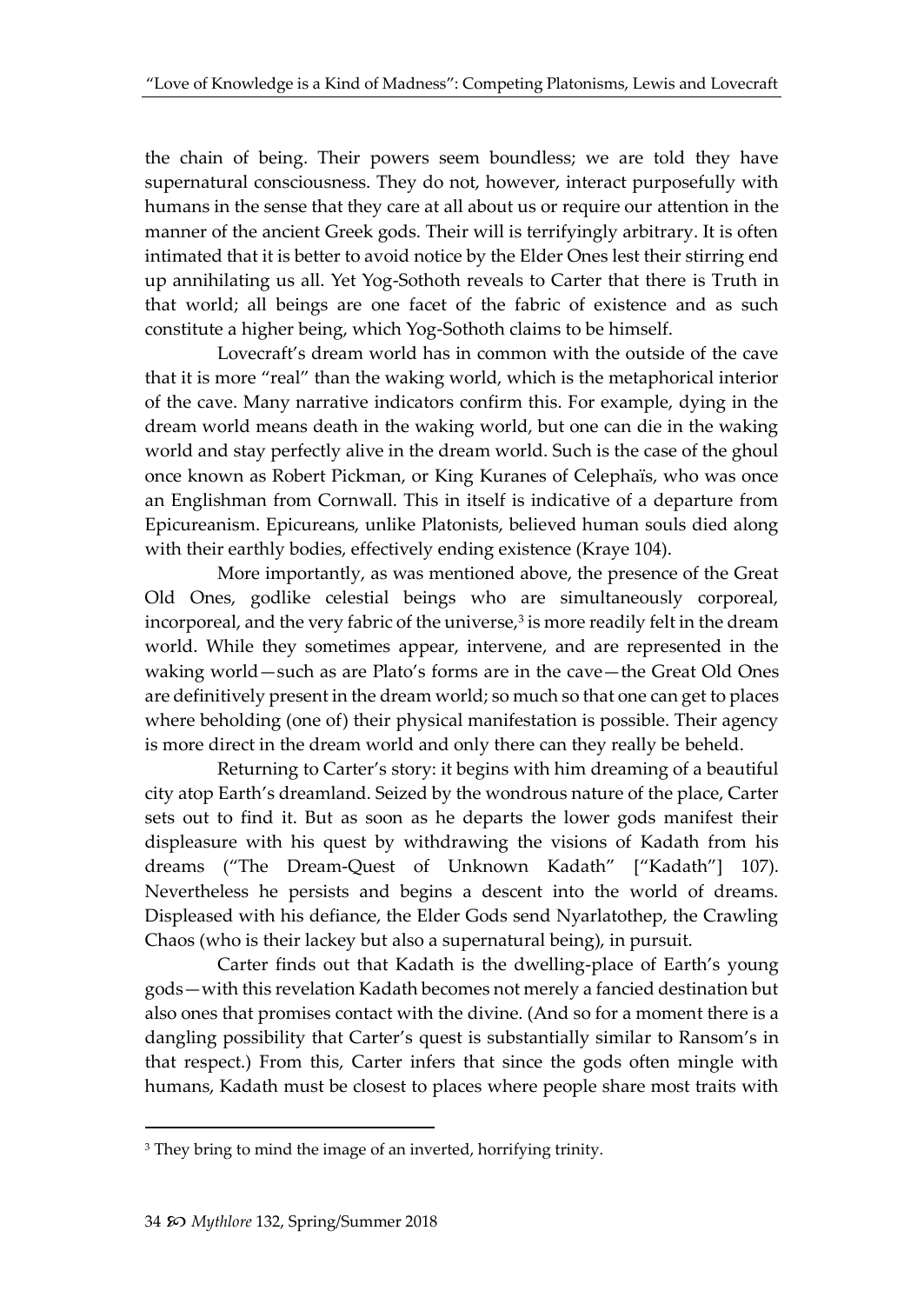the chain of being. Their powers seem boundless; we are told they have supernatural consciousness. They do not, however, interact purposefully with humans in the sense that they care at all about us or require our attention in the manner of the ancient Greek gods. Their will is terrifyingly arbitrary. It is often intimated that it is better to avoid notice by the Elder Ones lest their stirring end up annihilating us all. Yet Yog-Sothoth reveals to Carter that there is Truth in that world; all beings are one facet of the fabric of existence and as such constitute a higher being, which Yog-Sothoth claims to be himself.

Lovecraft's dream world has in common with the outside of the cave that it is more "real" than the waking world, which is the metaphorical interior of the cave. Many narrative indicators confirm this. For example, dying in the dream world means death in the waking world, but one can die in the waking world and stay perfectly alive in the dream world. Such is the case of the ghoul once known as Robert Pickman, or King Kuranes of Celephaïs, who was once an Englishman from Cornwall. This in itself is indicative of a departure from Epicureanism. Epicureans, unlike Platonists, believed human souls died along with their earthly bodies, effectively ending existence (Kraye 104).

More importantly, as was mentioned above, the presence of the Great Old Ones, godlike celestial beings who are simultaneously corporeal, incorporeal, and the very fabric of the universe,[3] is more readily felt in the dream world. While they sometimes appear, intervene, and are represented in the waking world—such as are Plato's forms are in the cave—the Great Old Ones are definitively present in the dream world; so much so that one can get to places where beholding (one of) their physical manifestation is possible. Their agency is more direct in the dream world and only there can they really be beheld.

Returning to Carter's story: it begins with him dreaming of a beautiful city atop Earth's dreamland. Seized by the wondrous nature of the place, Carter sets out to find it. But as soon as he departs the lower gods manifest their displeasure with his quest by withdrawing the visions of Kadath from his dreams ("The Dream-Quest of Unknown Kadath" ["Kadath"] 107). Nevertheless he persists and begins a descent into the world of dreams. Displeased with his defiance, the Elder Gods send Nyarlatothep, the Crawling Chaos (who is their lackey but also a supernatural being), in pursuit.

Carter finds out that Kadath is the dwelling-place of Earth's young gods—with this revelation Kadath becomes not merely a fancied destination but also ones that promises contact with the divine. (And so for a moment there is a dangling possibility that Carter's quest is substantially similar to Ransom's in that respect.) From this, Carter infers that since the gods often mingle with humans, Kadath must be closest to places where people share most traits with

---

[3] They bring to mind the image of an inverted, horrifying trinity.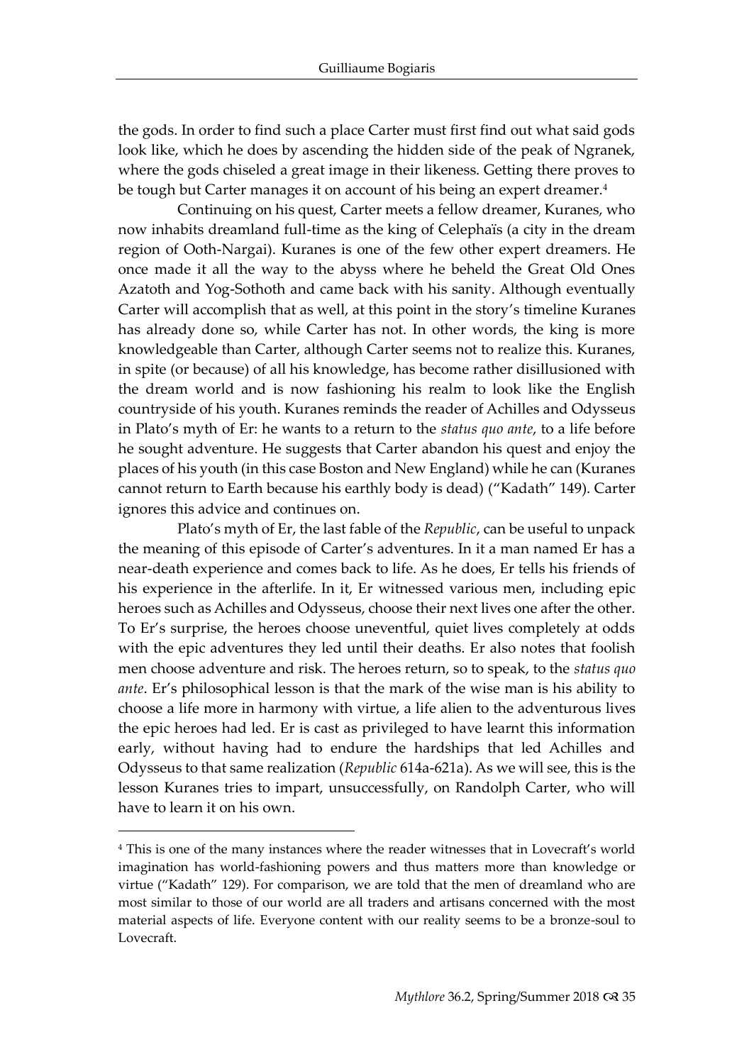the gods. In order to find such a place Carter must first find out what said gods look like, which he does by ascending the hidden side of the peak of Ngranek, where the gods chiseled a great image in their likeness. Getting there proves to be tough but Carter manages it on account of his being an expert dreamer.[4]

Continuing on his quest, Carter meets a fellow dreamer, Kuranes, who now inhabits dreamland full-time as the king of Celephaïs (a city in the dream region of Ooth-Nargai). Kuranes is one of the few other expert dreamers. He once made it all the way to the abyss where he beheld the Great Old Ones Azatoth and Yog-Sothoth and came back with his sanity. Although eventually Carter will accomplish that as well, at this point in the story's timeline Kuranes has already done so, while Carter has not. In other words, the king is more knowledgeable than Carter, although Carter seems not to realize this. Kuranes, in spite (or because) of all his knowledge, has become rather disillusioned with the dream world and is now fashioning his realm to look like the English countryside of his youth. Kuranes reminds the reader of Achilles and Odysseus in Plato's myth of Er: he wants to a return to the *status quo ante*, to a life before he sought adventure. He suggests that Carter abandon his quest and enjoy the places of his youth (in this case Boston and New England) while he can (Kuranes cannot return to Earth because his earthly body is dead) ("Kadath" 149). Carter ignores this advice and continues on.

Plato's myth of Er, the last fable of the *Republic*, can be useful to unpack the meaning of this episode of Carter's adventures. In it a man named Er has a near-death experience and comes back to life. As he does, Er tells his friends of his experience in the afterlife. In it, Er witnessed various men, including epic heroes such as Achilles and Odysseus, choose their next lives one after the other. To Er's surprise, the heroes choose uneventful, quiet lives completely at odds with the epic adventures they led until their deaths. Er also notes that foolish men choose adventure and risk. The heroes return, so to speak, to the *status quo ante*. Er's philosophical lesson is that the mark of the wise man is his ability to choose a life more in harmony with virtue, a life alien to the adventurous lives the epic heroes had led. Er is cast as privileged to have learnt this information early, without having had to endure the hardships that led Achilles and Odysseus to that same realization (*Republic* 614a-621a). As we will see, this is the lesson Kuranes tries to impart, unsuccessfully, on Randolph Carter, who will have to learn it on his own.

---

[4] This is one of the many instances where the reader witnesses that in Lovecraft's world imagination has world-fashioning powers and thus matters more than knowledge or virtue ("Kadath" 129). For comparison, we are told that the men of dreamland who are most similar to those of our world are all traders and artisans concerned with the most material aspects of life. Everyone content with our reality seems to be a bronze-soul to Lovecraft.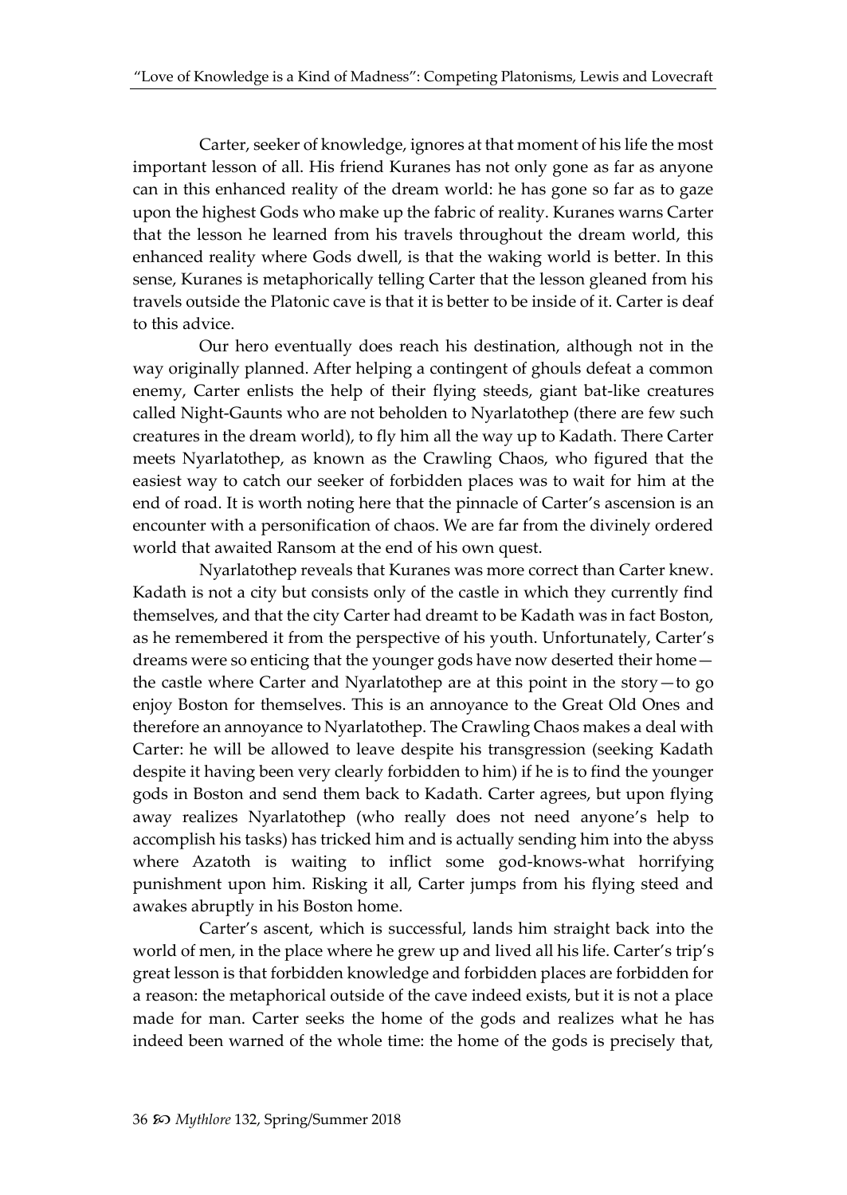Carter, seeker of knowledge, ignores at that moment of his life the most important lesson of all. His friend Kuranes has not only gone as far as anyone can in this enhanced reality of the dream world: he has gone so far as to gaze upon the highest Gods who make up the fabric of reality. Kuranes warns Carter that the lesson he learned from his travels throughout the dream world, this enhanced reality where Gods dwell, is that the waking world is better. In this sense, Kuranes is metaphorically telling Carter that the lesson gleaned from his travels outside the Platonic cave is that it is better to be inside of it. Carter is deaf to this advice.

Our hero eventually does reach his destination, although not in the way originally planned. After helping a contingent of ghouls defeat a common enemy, Carter enlists the help of their flying steeds, giant bat-like creatures called Night-Gaunts who are not beholden to Nyarlatothep (there are few such creatures in the dream world), to fly him all the way up to Kadath. There Carter meets Nyarlatothep, as known as the Crawling Chaos, who figured that the easiest way to catch our seeker of forbidden places was to wait for him at the end of road. It is worth noting here that the pinnacle of Carter's ascension is an encounter with a personification of chaos. We are far from the divinely ordered world that awaited Ransom at the end of his own quest.

Nyarlatothep reveals that Kuranes was more correct than Carter knew. Kadath is not a city but consists only of the castle in which they currently find themselves, and that the city Carter had dreamt to be Kadath was in fact Boston, as he remembered it from the perspective of his youth. Unfortunately, Carter's dreams were so enticing that the younger gods have now deserted their home—the castle where Carter and Nyarlatothep are at this point in the story—to go enjoy Boston for themselves. This is an annoyance to the Great Old Ones and therefore an annoyance to Nyarlatothep. The Crawling Chaos makes a deal with Carter: he will be allowed to leave despite his transgression (seeking Kadath despite it having been very clearly forbidden to him) if he is to find the younger gods in Boston and send them back to Kadath. Carter agrees, but upon flying away realizes Nyarlatothep (who really does not need anyone's help to accomplish his tasks) has tricked him and is actually sending him into the abyss where Azatoth is waiting to inflict some god-knows-what horrifying punishment upon him. Risking it all, Carter jumps from his flying steed and awakes abruptly in his Boston home.

Carter's ascent, which is successful, lands him straight back into the world of men, in the place where he grew up and lived all his life. Carter's trip's great lesson is that forbidden knowledge and forbidden places are forbidden for a reason: the metaphorical outside of the cave indeed exists, but it is not a place made for man. Carter seeks the home of the gods and realizes what he has indeed been warned of the whole time: the home of the gods is precisely that,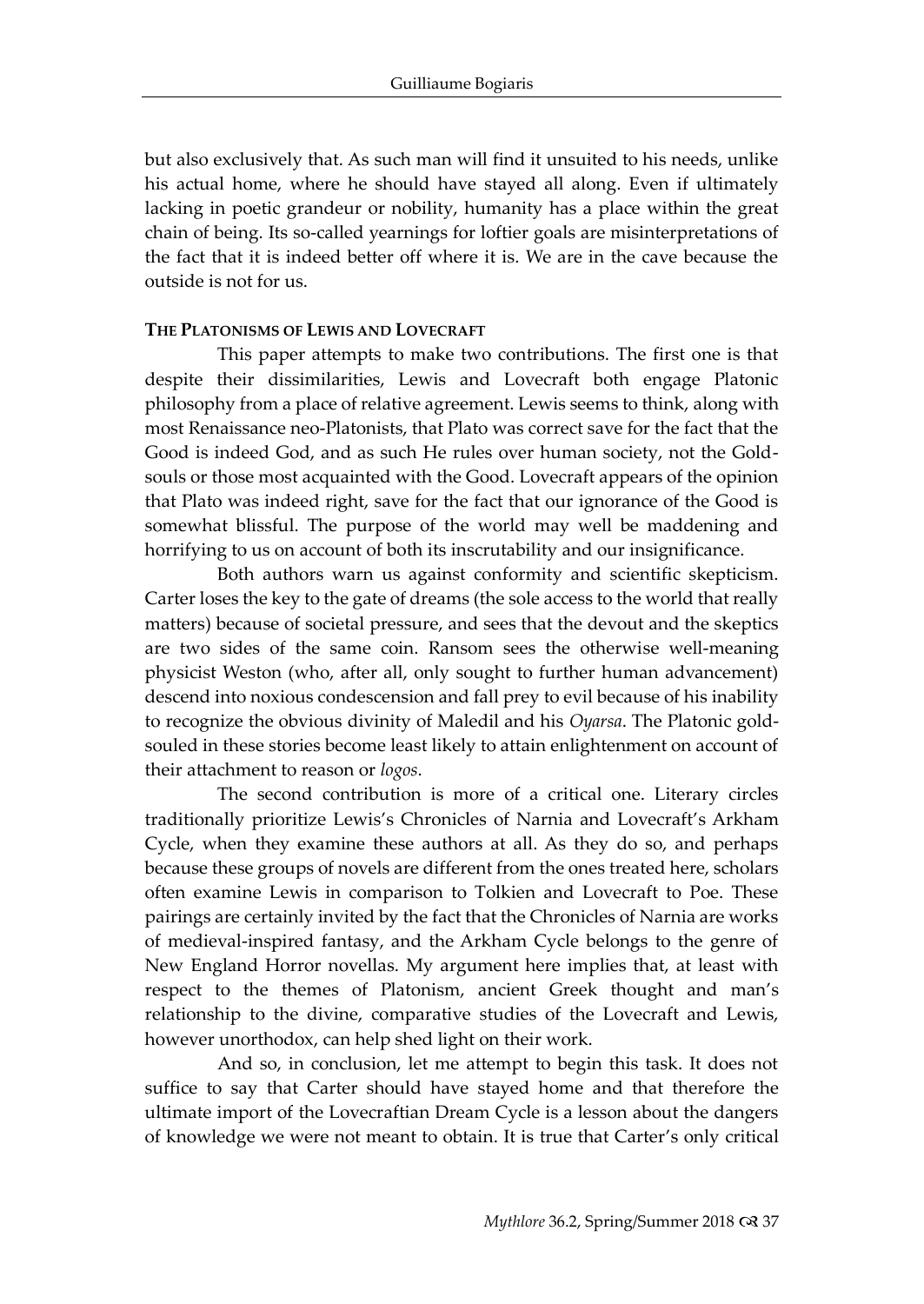but also exclusively that. As such man will find it unsuited to his needs, unlike his actual home, where he should have stayed all along. Even if ultimately lacking in poetic grandeur or nobility, humanity has a place within the great chain of being. Its so-called yearnings for loftier goals are misinterpretations of the fact that it is indeed better off where it is. We are in the cave because the outside is not for us.

**THE PLATONISMS OF LEWIS AND LOVECRAFT**

This paper attempts to make two contributions. The first one is that despite their dissimilarities, Lewis and Lovecraft both engage Platonic philosophy from a place of relative agreement. Lewis seems to think, along with most Renaissance neo-Platonists, that Plato was correct save for the fact that the Good is indeed God, and as such He rules over human society, not the Gold-souls or those most acquainted with the Good. Lovecraft appears of the opinion that Plato was indeed right, save for the fact that our ignorance of the Good is somewhat blissful. The purpose of the world may well be maddening and horrifying to us on account of both its inscrutability and our insignificance.

Both authors warn us against conformity and scientific skepticism. Carter loses the key to the gate of dreams (the sole access to the world that really matters) because of societal pressure, and sees that the devout and the skeptics are two sides of the same coin. Ransom sees the otherwise well-meaning physicist Weston (who, after all, only sought to further human advancement) descend into noxious condescension and fall prey to evil because of his inability to recognize the obvious divinity of Maledil and his *Oyarsa*. The Platonic gold-souled in these stories become least likely to attain enlightenment on account of their attachment to reason or *logos*.

The second contribution is more of a critical one. Literary circles traditionally prioritize Lewis's Chronicles of Narnia and Lovecraft's Arkham Cycle, when they examine these authors at all. As they do so, and perhaps because these groups of novels are different from the ones treated here, scholars often examine Lewis in comparison to Tolkien and Lovecraft to Poe. These pairings are certainly invited by the fact that the Chronicles of Narnia are works of medieval-inspired fantasy, and the Arkham Cycle belongs to the genre of New England Horror novellas. My argument here implies that, at least with respect to the themes of Platonism, ancient Greek thought and man's relationship to the divine, comparative studies of the Lovecraft and Lewis, however unorthodox, can help shed light on their work.

And so, in conclusion, let me attempt to begin this task. It does not suffice to say that Carter should have stayed home and that therefore the ultimate import of the Lovecraftian Dream Cycle is a lesson about the dangers of knowledge we were not meant to obtain. It is true that Carter's only critical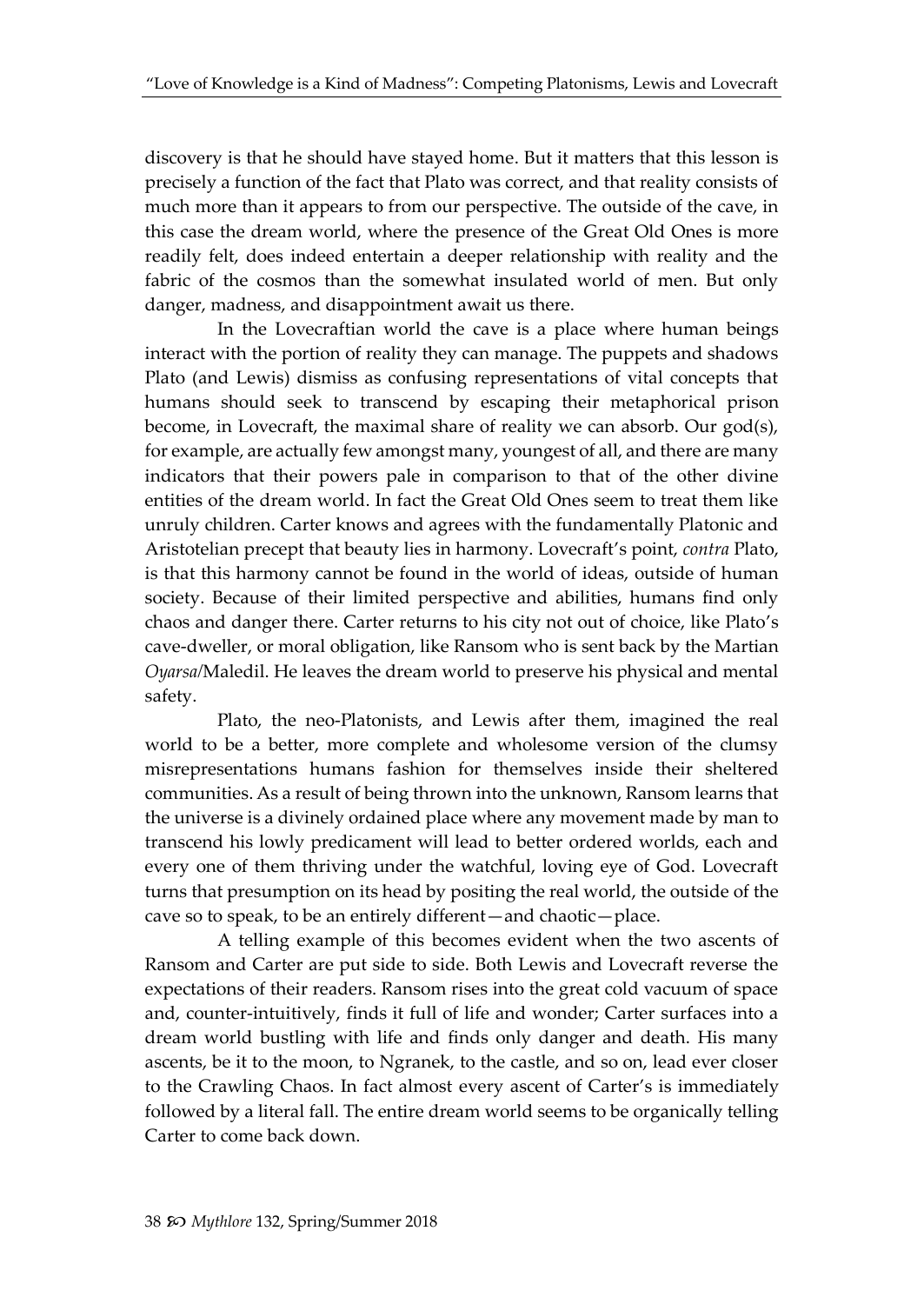discovery is that he should have stayed home. But it matters that this lesson is precisely a function of the fact that Plato was correct, and that reality consists of much more than it appears to from our perspective. The outside of the cave, in this case the dream world, where the presence of the Great Old Ones is more readily felt, does indeed entertain a deeper relationship with reality and the fabric of the cosmos than the somewhat insulated world of men. But only danger, madness, and disappointment await us there.

In the Lovecraftian world the cave is a place where human beings interact with the portion of reality they can manage. The puppets and shadows Plato (and Lewis) dismiss as confusing representations of vital concepts that humans should seek to transcend by escaping their metaphorical prison become, in Lovecraft, the maximal share of reality we can absorb. Our god(s), for example, are actually few amongst many, youngest of all, and there are many indicators that their powers pale in comparison to that of the other divine entities of the dream world. In fact the Great Old Ones seem to treat them like unruly children. Carter knows and agrees with the fundamentally Platonic and Aristotelian precept that beauty lies in harmony. Lovecraft's point, *contra* Plato, is that this harmony cannot be found in the world of ideas, outside of human society. Because of their limited perspective and abilities, humans find only chaos and danger there. Carter returns to his city not out of choice, like Plato's cave-dweller, or moral obligation, like Ransom who is sent back by the Martian *Oyarsa*/Maledil. He leaves the dream world to preserve his physical and mental safety.

Plato, the neo-Platonists, and Lewis after them, imagined the real world to be a better, more complete and wholesome version of the clumsy misrepresentations humans fashion for themselves inside their sheltered communities. As a result of being thrown into the unknown, Ransom learns that the universe is a divinely ordained place where any movement made by man to transcend his lowly predicament will lead to better ordered worlds, each and every one of them thriving under the watchful, loving eye of God. Lovecraft turns that presumption on its head by positing the real world, the outside of the cave so to speak, to be an entirely different—and chaotic—place.

A telling example of this becomes evident when the two ascents of Ransom and Carter are put side to side. Both Lewis and Lovecraft reverse the expectations of their readers. Ransom rises into the great cold vacuum of space and, counter-intuitively, finds it full of life and wonder; Carter surfaces into a dream world bustling with life and finds only danger and death. His many ascents, be it to the moon, to Ngranek, to the castle, and so on, lead ever closer to the Crawling Chaos. In fact almost every ascent of Carter's is immediately followed by a literal fall. The entire dream world seems to be organically telling Carter to come back down.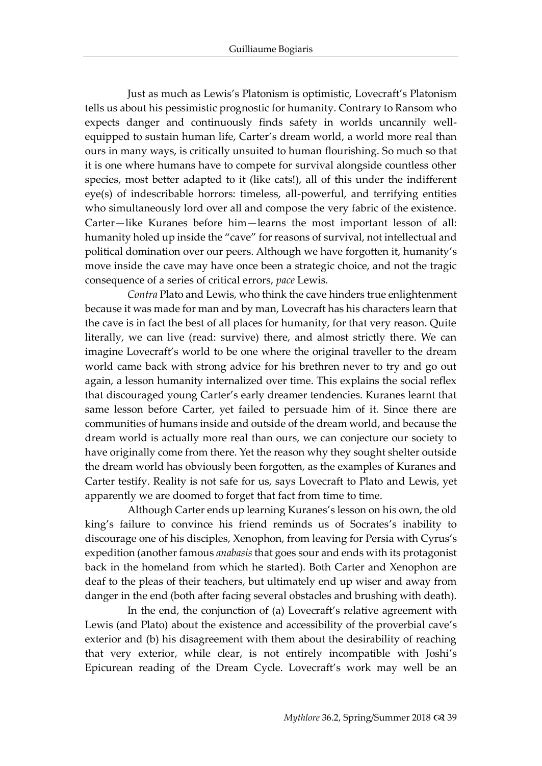Just as much as Lewis's Platonism is optimistic, Lovecraft's Platonism tells us about his pessimistic prognostic for humanity. Contrary to Ransom who expects danger and continuously finds safety in worlds uncannily well-equipped to sustain human life, Carter's dream world, a world more real than ours in many ways, is critically unsuited to human flourishing. So much so that it is one where humans have to compete for survival alongside countless other species, most better adapted to it (like cats!), all of this under the indifferent eye(s) of indescribable horrors: timeless, all-powerful, and terrifying entities who simultaneously lord over all and compose the very fabric of the existence. Carter—like Kuranes before him—learns the most important lesson of all: humanity holed up inside the "cave" for reasons of survival, not intellectual and political domination over our peers. Although we have forgotten it, humanity's move inside the cave may have once been a strategic choice, and not the tragic consequence of a series of critical errors, *pace* Lewis.

*Contra* Plato and Lewis, who think the cave hinders true enlightenment because it was made for man and by man, Lovecraft has his characters learn that the cave is in fact the best of all places for humanity, for that very reason. Quite literally, we can live (read: survive) there, and almost strictly there. We can imagine Lovecraft's world to be one where the original traveller to the dream world came back with strong advice for his brethren never to try and go out again, a lesson humanity internalized over time. This explains the social reflex that discouraged young Carter's early dreamer tendencies. Kuranes learnt that same lesson before Carter, yet failed to persuade him of it. Since there are communities of humans inside and outside of the dream world, and because the dream world is actually more real than ours, we can conjecture our society to have originally come from there. Yet the reason why they sought shelter outside the dream world has obviously been forgotten, as the examples of Kuranes and Carter testify. Reality is not safe for us, says Lovecraft to Plato and Lewis, yet apparently we are doomed to forget that fact from time to time.

Although Carter ends up learning Kuranes's lesson on his own, the old king's failure to convince his friend reminds us of Socrates's inability to discourage one of his disciples, Xenophon, from leaving for Persia with Cyrus's expedition (another famous *anabasis* that goes sour and ends with its protagonist back in the homeland from which he started). Both Carter and Xenophon are deaf to the pleas of their teachers, but ultimately end up wiser and away from danger in the end (both after facing several obstacles and brushing with death).

In the end, the conjunction of (a) Lovecraft's relative agreement with Lewis (and Plato) about the existence and accessibility of the proverbial cave's exterior and (b) his disagreement with them about the desirability of reaching that very exterior, while clear, is not entirely incompatible with Joshi's Epicurean reading of the Dream Cycle. Lovecraft's work may well be an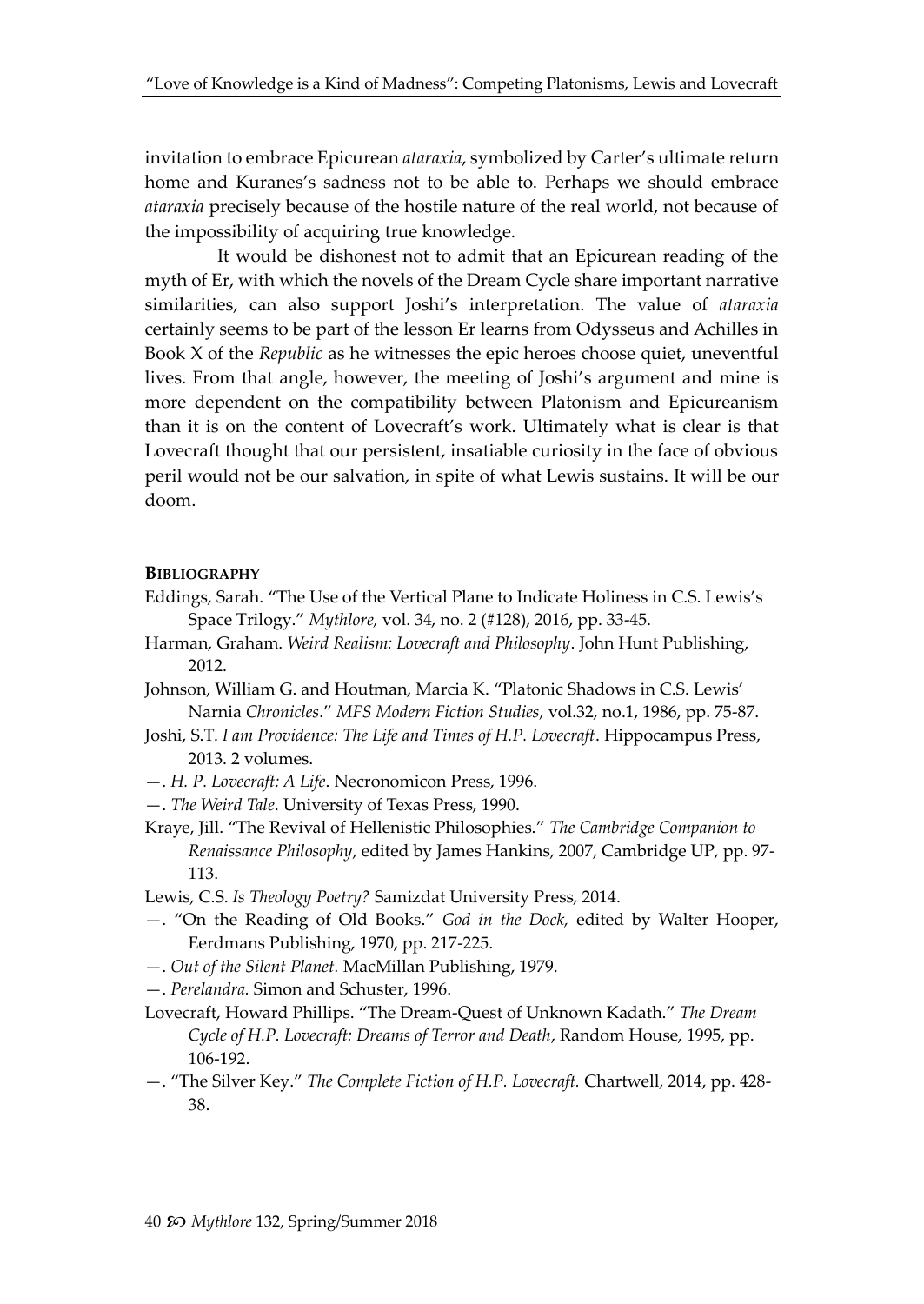invitation to embrace Epicurean *ataraxia*, symbolized by Carter's ultimate return home and Kuranes's sadness not to be able to. Perhaps we should embrace *ataraxia* precisely because of the hostile nature of the real world, not because of the impossibility of acquiring true knowledge.

It would be dishonest not to admit that an Epicurean reading of the myth of Er, with which the novels of the Dream Cycle share important narrative similarities, can also support Joshi's interpretation. The value of *ataraxia* certainly seems to be part of the lesson Er learns from Odysseus and Achilles in Book X of the *Republic* as he witnesses the epic heroes choose quiet, uneventful lives. From that angle, however, the meeting of Joshi's argument and mine is more dependent on the compatibility between Platonism and Epicureanism than it is on the content of Lovecraft's work. Ultimately what is clear is that Lovecraft thought that our persistent, insatiable curiosity in the face of obvious peril would not be our salvation, in spite of what Lewis sustains. It will be our doom.

**BIBLIOGRAPHY**

Eddings, Sarah. "The Use of the Vertical Plane to Indicate Holiness in C.S. Lewis's Space Trilogy." *Mythlore,* vol. 34, no. 2 (#128), 2016, pp. 33-45.

Harman, Graham. *Weird Realism: Lovecraft and Philosophy*. John Hunt Publishing, 2012.

Johnson, William G. and Houtman, Marcia K. "Platonic Shadows in C.S. Lewis' Narnia *Chronicles*." *MFS Modern Fiction Studies,* vol.32, no.1, 1986, pp. 75-87.

Joshi, S.T. *I am Providence: The Life and Times of H.P. Lovecraft*. Hippocampus Press, 2013. 2 volumes.

—. *H. P. Lovecraft: A Life*. Necronomicon Press, 1996.

—. *The Weird Tale*. University of Texas Press, 1990.

Kraye, Jill. "The Revival of Hellenistic Philosophies." *The Cambridge Companion to Renaissance Philosophy*, edited by James Hankins, 2007, Cambridge UP, pp. 97-113.

Lewis, C.S. *Is Theology Poetry?* Samizdat University Press, 2014.

—. "On the Reading of Old Books." *God in the Dock,* edited by Walter Hooper, Eerdmans Publishing, 1970, pp. 217-225.

—. *Out of the Silent Planet.* MacMillan Publishing, 1979.

—. *Perelandra.* Simon and Schuster, 1996.

Lovecraft, Howard Phillips. "The Dream-Quest of Unknown Kadath." *The Dream Cycle of H.P. Lovecraft: Dreams of Terror and Death*, Random House, 1995, pp. 106-192.

—. "The Silver Key." *The Complete Fiction of H.P. Lovecraft.* Chartwell, 2014, pp. 428-38.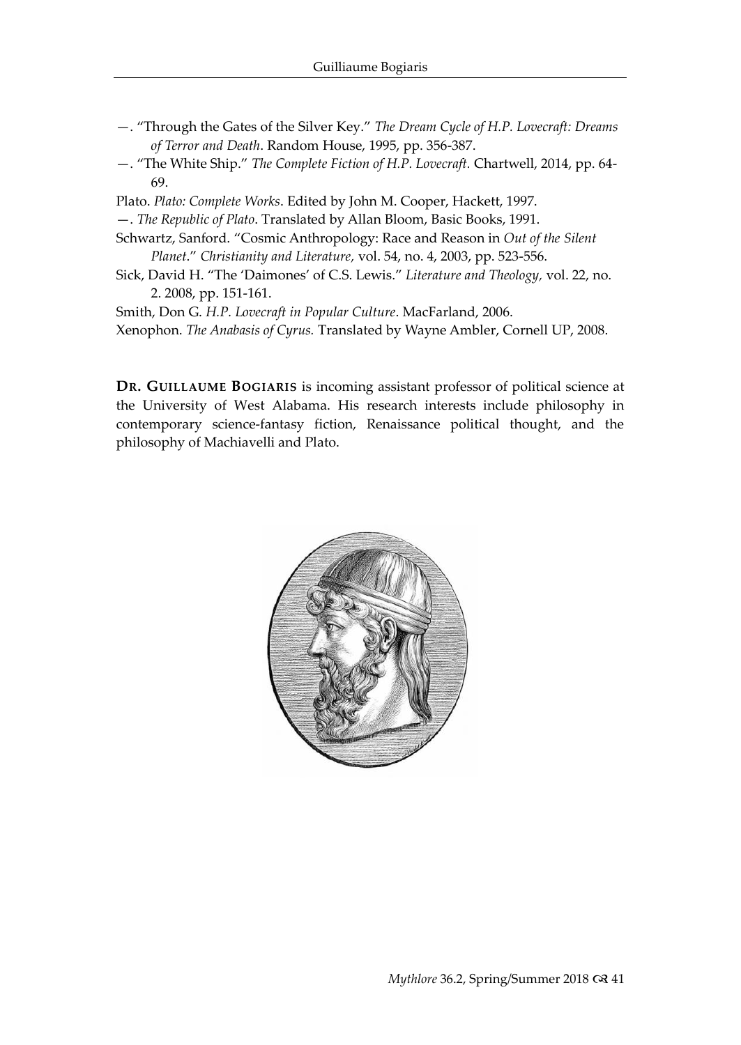—. "Through the Gates of the Silver Key." *The Dream Cycle of H.P. Lovecraft: Dreams of Terror and Death*. Random House, 1995, pp. 356-387.

—. "The White Ship." *The Complete Fiction of H.P. Lovecraft.* Chartwell, 2014, pp. 64-69.

Plato. *Plato: Complete Works*. Edited by John M. Cooper, Hackett, 1997.

—. *The Republic of Plato*. Translated by Allan Bloom, Basic Books, 1991.

Schwartz, Sanford. "Cosmic Anthropology: Race and Reason in *Out of the Silent Planet*." *Christianity and Literature,* vol. 54, no. 4, 2003, pp. 523-556.

Sick, David H. "The 'Daimones' of C.S. Lewis." *Literature and Theology,* vol. 22, no. 2. 2008, pp. 151-161.

Smith, Don G. *H.P. Lovecraft in Popular Culture*. MacFarland, 2006.

Xenophon. *The Anabasis of Cyrus.* Translated by Wayne Ambler, Cornell UP, 2008.

**DR. GUILLAUME BOGIARIS** is incoming assistant professor of political science at the University of West Alabama. His research interests include philosophy in contemporary science-fantasy fiction, Renaissance political thought, and the philosophy of Machiavelli and Plato.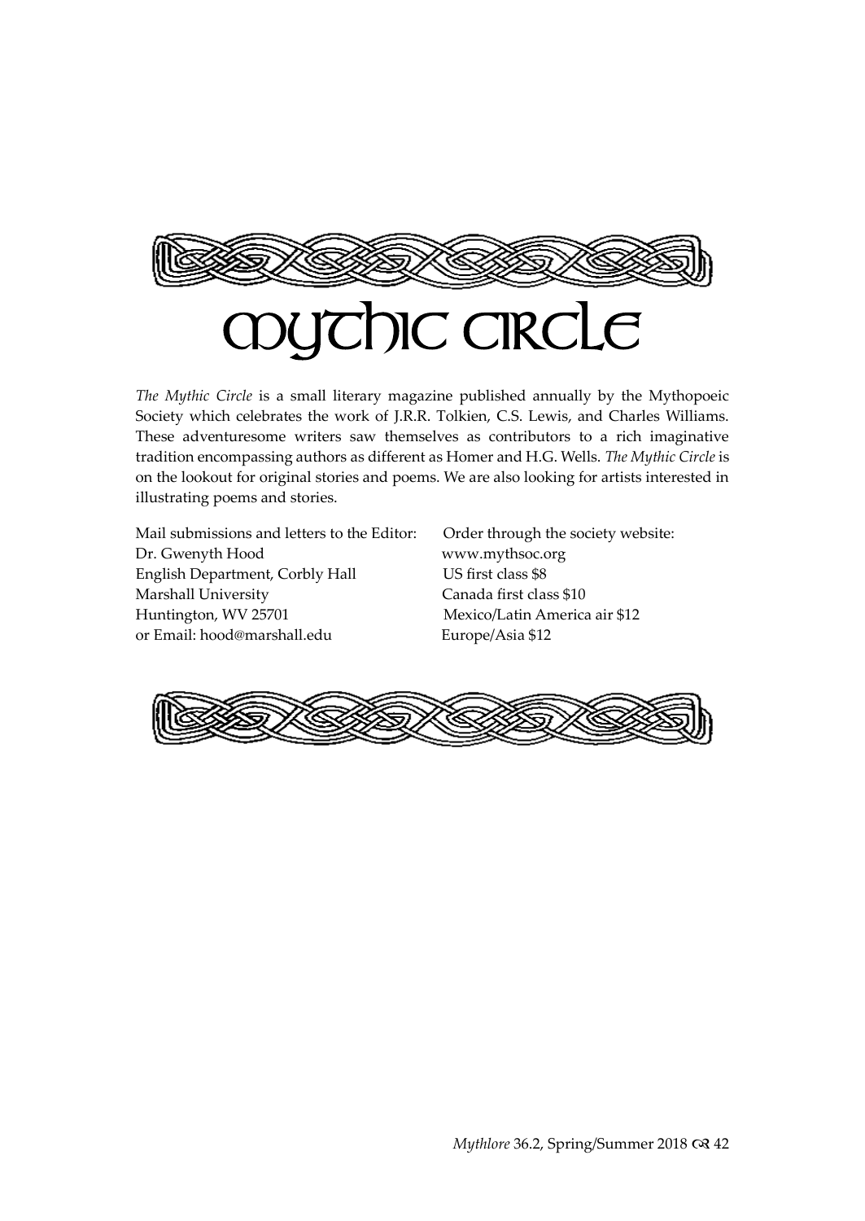# Mythic Circle

*The Mythic Circle* is a small literary magazine published annually by the Mythopoeic Society which celebrates the work of J.R.R. Tolkien, C.S. Lewis, and Charles Williams. These adventuresome writers saw themselves as contributors to a rich imaginative tradition encompassing authors as different as Homer and H.G. Wells. *The Mythic Circle* is on the lookout for original stories and poems. We are also looking for artists interested in illustrating poems and stories.

Mail submissions and letters to the Editor:
Dr. Gwenyth Hood
English Department, Corbly Hall
Marshall University
Huntington, WV 25701
or Email: hood@marshall.edu

Order through the society website:
www.mythsoc.org
US first class $8
Canada first class $10
Mexico/Latin America air $12
Europe/Asia $12